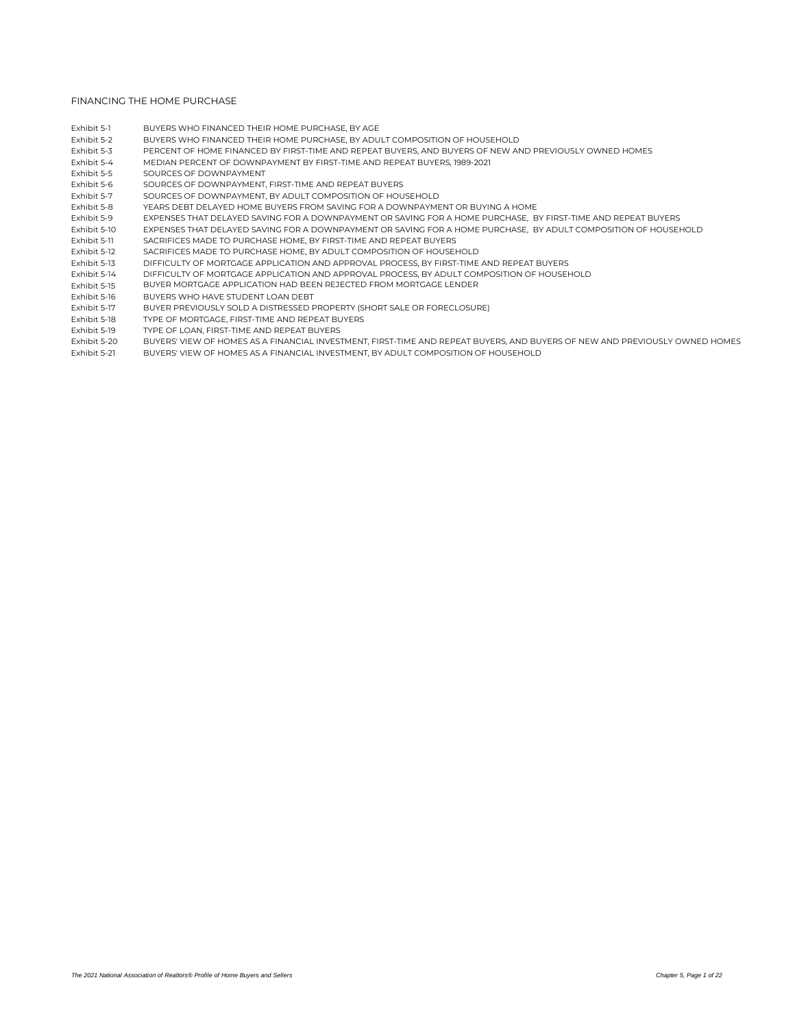# FINANCING THE HOME PURCHASE

| | |
|---|---|
| Exhibit 5-1 | BUYERS WHO FINANCED THEIR HOME PURCHASE, BY AGE |
| Exhibit 5-2 | BUYERS WHO FINANCED THEIR HOME PURCHASE, BY ADULT COMPOSITION OF HOUSEHOLD |
| Exhibit 5-3 | PERCENT OF HOME FINANCED BY FIRST-TIME AND REPEAT BUYERS, AND BUYERS OF NEW AND PREVIOUSLY OWNED HOMES |
| Exhibit 5-4 | MEDIAN PERCENT OF DOWNPAYMENT BY FIRST-TIME AND REPEAT BUYERS, 1989-2021 |
| Exhibit 5-5 | SOURCES OF DOWNPAYMENT |
| Exhibit 5-6 | SOURCES OF DOWNPAYMENT, FIRST-TIME AND REPEAT BUYERS |
| Exhibit 5-7 | SOURCES OF DOWNPAYMENT, BY ADULT COMPOSITION OF HOUSEHOLD |
| Exhibit 5-8 | YEARS DEBT DELAYED HOME BUYERS FROM SAVING FOR A DOWNPAYMENT OR BUYING A HOME |
| Exhibit 5-9 | EXPENSES THAT DELAYED SAVING FOR A DOWNPAYMENT OR SAVING FOR A HOME PURCHASE, BY FIRST-TIME AND REPEAT BUYERS |
| Exhibit 5-10 | EXPENSES THAT DELAYED SAVING FOR A DOWNPAYMENT OR SAVING FOR A HOME PURCHASE, BY ADULT COMPOSITION OF HOUSEHOLD |
| Exhibit 5-11 | SACRIFICES MADE TO PURCHASE HOME, BY FIRST-TIME AND REPEAT BUYERS |
| Exhibit 5-12 | SACRIFICES MADE TO PURCHASE HOME, BY ADULT COMPOSITION OF HOUSEHOLD |
| Exhibit 5-13 | DIFFICULTY OF MORTGAGE APPLICATION AND APPROVAL PROCESS, BY FIRST-TIME AND REPEAT BUYERS |
| Exhibit 5-14 | DIFFICULTY OF MORTGAGE APPLICATION AND APPROVAL PROCESS, BY ADULT COMPOSITION OF HOUSEHOLD |
| Exhibit 5-15 | BUYER MORTGAGE APPLICATION HAD BEEN REJECTED FROM MORTGAGE LENDER |
| Exhibit 5-16 | BUYERS WHO HAVE STUDENT LOAN DEBT |
| Exhibit 5-17 | BUYER PREVIOUSLY SOLD A DISTRESSED PROPERTY (SHORT SALE OR FORECLOSURE) |
| Exhibit 5-18 | TYPE OF MORTGAGE, FIRST-TIME AND REPEAT BUYERS |
| Exhibit 5-19 | TYPE OF LOAN, FIRST-TIME AND REPEAT BUYERS |
| Exhibit 5-20 | BUYERS' VIEW OF HOMES AS A FINANCIAL INVESTMENT, FIRST-TIME AND REPEAT BUYERS, AND BUYERS OF NEW AND PREVIOUSLY OWNED HOMES |
| Exhibit 5-21 | BUYERS' VIEW OF HOMES AS A FINANCIAL INVESTMENT, BY ADULT COMPOSITION OF HOUSEHOLD |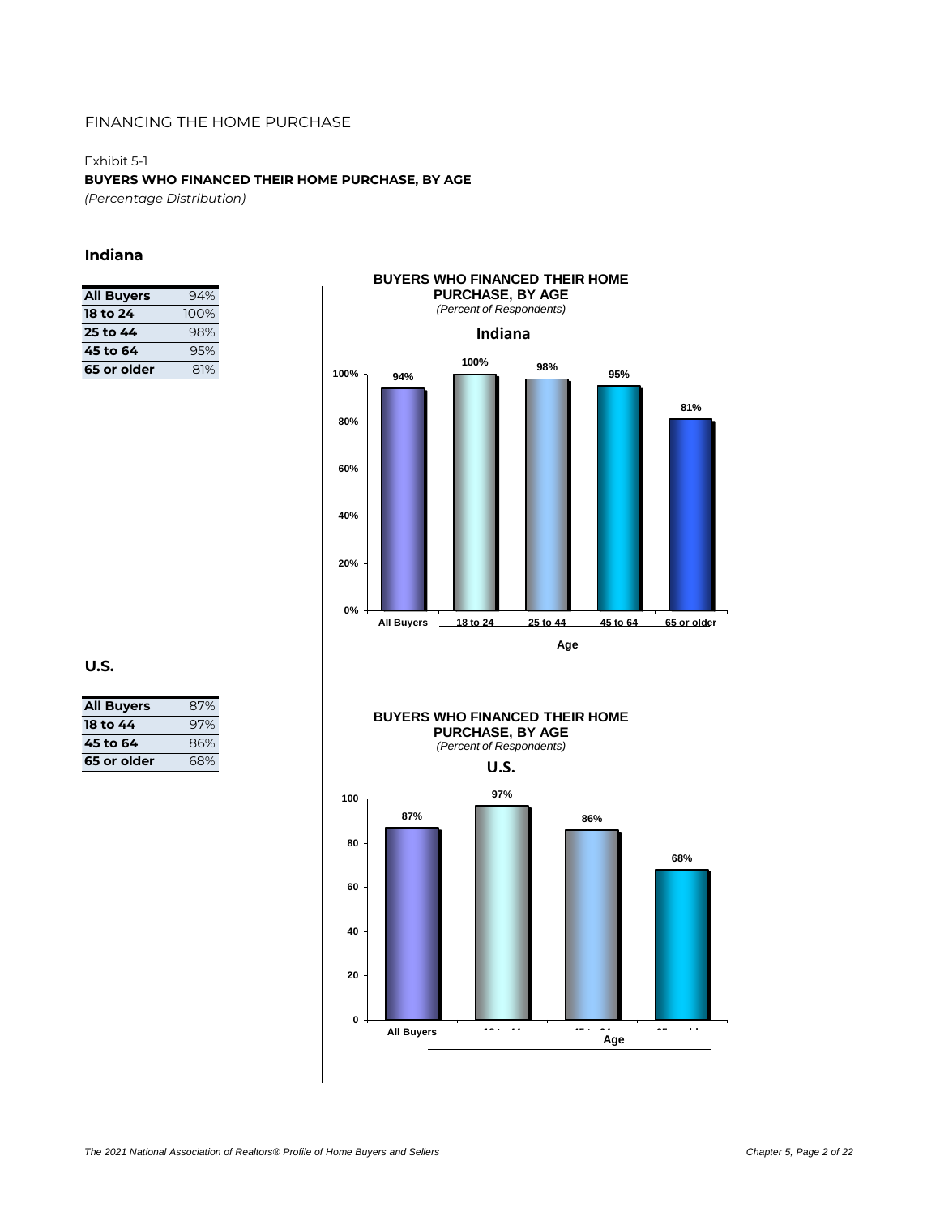FINANCING THE HOME PURCHASE

Exhibit 5-1

**BUYERS WHO FINANCED THEIR HOME PURCHASE, BY AGE**

*(Percentage Distribution)*

## Indiana

| | |
|---|---|
| **All Buyers** | 94% |
| **18 to 24** | 100% |
| **25 to 44** | 98% |
| **45 to 64** | 95% |
| **65 or older** | 81% |

**BUYERS WHO FINANCED THEIR HOME PURCHASE, BY AGE**
*(Percent of Respondents)*
**Indiana**

100%
80%
60%
40%
20%
0%

94%
100%
98%
95%
81%

All Buyers
18 to 24
25 to 44
45 to 64
65 or older

Age

## U.S.

| | |
|---|---|
| **All Buyers** | 87% |
| **18 to 44** | 97% |
| **45 to 64** | 86% |
| **65 or older** | 68% |

**BUYERS WHO FINANCED THEIR HOME PURCHASE, BY AGE**
*(Percent of Respondents)*
**U.S.**

100
80
60
40
20
0

87%
97%
86%
68%

All Buyers

Age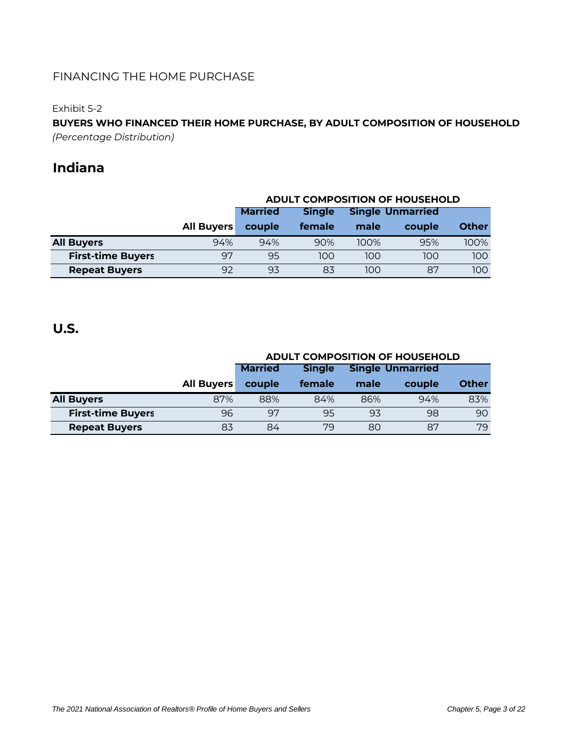FINANCING THE HOME PURCHASE

Exhibit 5-2

**BUYERS WHO FINANCED THEIR HOME PURCHASE, BY ADULT COMPOSITION OF HOUSEHOLD**
*(Percentage Distribution)*

## Indiana

| | | ADULT COMPOSITION OF HOUSEHOLD | | | | |
|---|---|---|---|---|---|---|
| | All Buyers | Married couple | Single female | Single male | Unmarried couple | Other |
| **All Buyers** | 94% | 94% | 90% | 100% | 95% | 100% |
| **First-time Buyers** | 97 | 95 | 100 | 100 | 100 | 100 |
| **Repeat Buyers** | 92 | 93 | 83 | 100 | 87 | 100 |

## U.S.

| | | ADULT COMPOSITION OF HOUSEHOLD | | | | |
|---|---|---|---|---|---|---|
| | All Buyers | Married couple | Single female | Single male | Unmarried couple | Other |
| **All Buyers** | 87% | 88% | 84% | 86% | 94% | 83% |
| **First-time Buyers** | 96 | 97 | 95 | 93 | 98 | 90 |
| **Repeat Buyers** | 83 | 84 | 79 | 80 | 87 | 79 |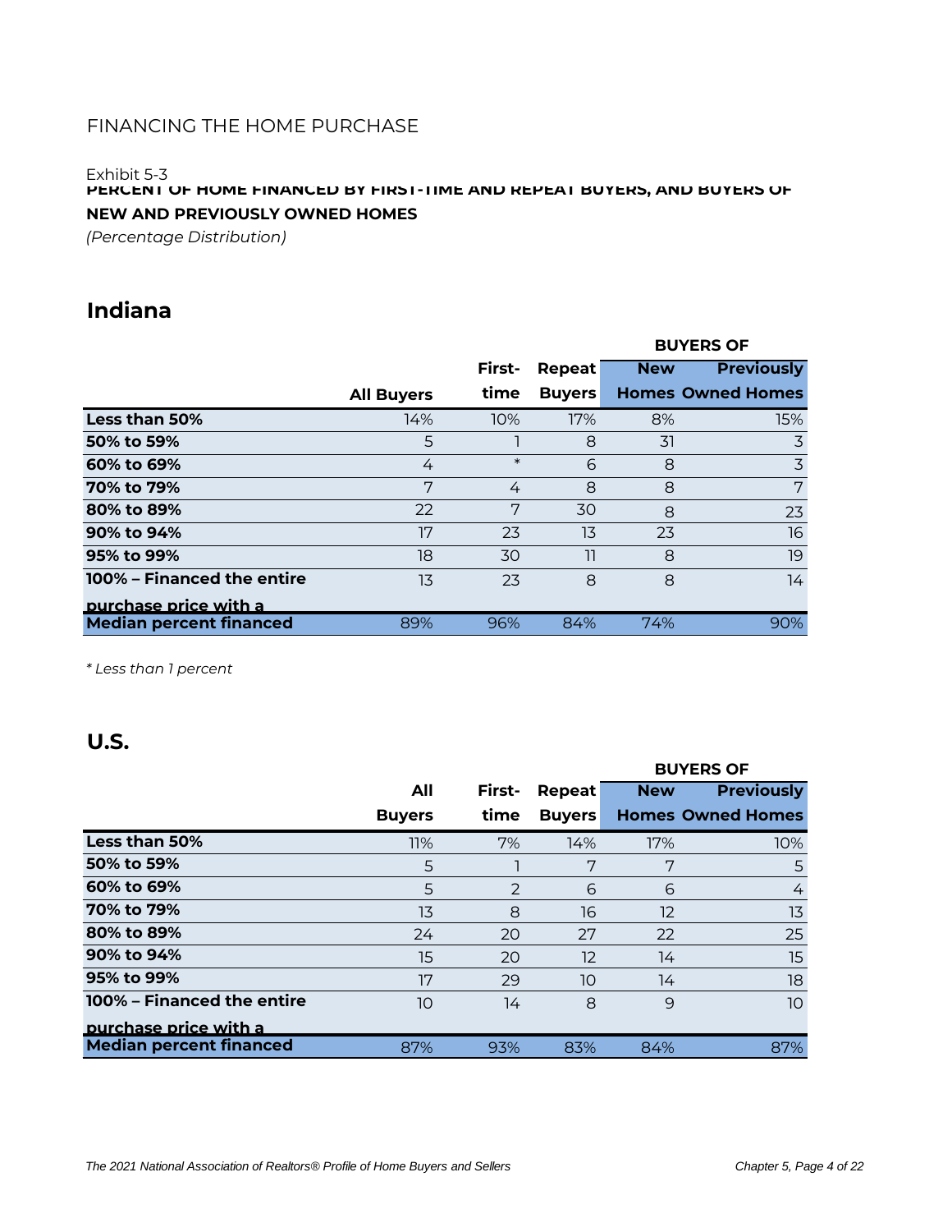FINANCING THE HOME PURCHASE

Exhibit 5-3

**PERCENT OF HOME FINANCED BY FIRST-TIME AND REPEAT BUYERS, AND BUYERS OF NEW AND PREVIOUSLY OWNED HOMES**

*(Percentage Distribution)*

## Indiana

| | All Buyers | First-time | Repeat Buyers | BUYERS OF New Homes | Previously Owned Homes |
|---|---|---|---|---|---|
| **Less than 50%** | 14% | 10% | 17% | 8% | 15% |
| **50% to 59%** | 5 | 1 | 8 | 31 | 3 |
| **60% to 69%** | 4 | * | 6 | 8 | 3 |
| **70% to 79%** | 7 | 4 | 8 | 8 | 7 |
| **80% to 89%** | 22 | 7 | 30 | 8 | 23 |
| **90% to 94%** | 17 | 23 | 13 | 23 | 16 |
| **95% to 99%** | 18 | 30 | 11 | 8 | 19 |
| **100% – Financed the entire purchase price with a** | 13 | 23 | 8 | 8 | 14 |
| **Median percent financed** | 89% | 96% | 84% | 74% | 90% |

*\* Less than 1 percent*

## U.S.

| | All Buyers | First-time | Repeat Buyers | BUYERS OF New Homes | Previously Owned Homes |
|---|---|---|---|---|---|
| **Less than 50%** | 11% | 7% | 14% | 17% | 10% |
| **50% to 59%** | 5 | 1 | 7 | 7 | 5 |
| **60% to 69%** | 5 | 2 | 6 | 6 | 4 |
| **70% to 79%** | 13 | 8 | 16 | 12 | 13 |
| **80% to 89%** | 24 | 20 | 27 | 22 | 25 |
| **90% to 94%** | 15 | 20 | 12 | 14 | 15 |
| **95% to 99%** | 17 | 29 | 10 | 14 | 18 |
| **100% – Financed the entire purchase price with a** | 10 | 14 | 8 | 9 | 10 |
| **Median percent financed** | 87% | 93% | 83% | 84% | 87% |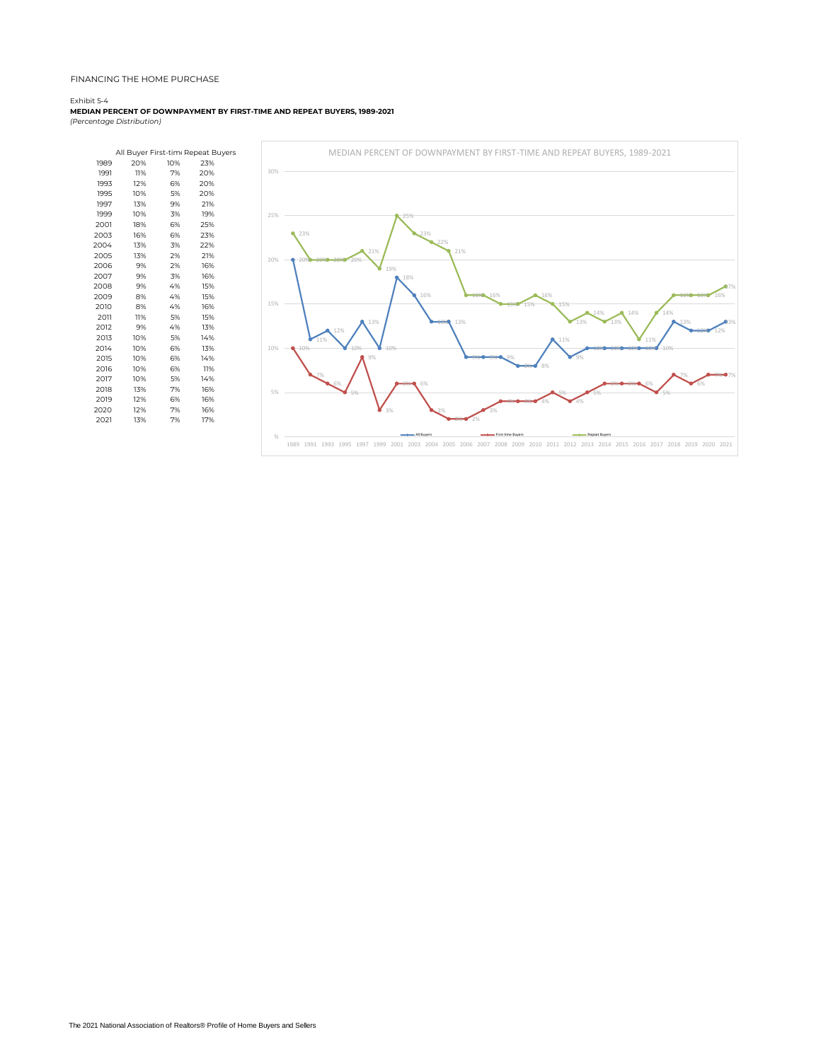FINANCING THE HOME PURCHASE

Exhibit 5-4

**MEDIAN PERCENT OF DOWNPAYMENT BY FIRST-TIME AND REPEAT BUYERS, 1989-2021**

*(Percentage Distribution)*

| | All Buyer | First-time | Repeat Buyers |
|---|---|---|---|
| 1989 | 20% | 10% | 23% |
| 1991 | 11% | 7% | 20% |
| 1993 | 12% | 6% | 20% |
| 1995 | 10% | 5% | 20% |
| 1997 | 13% | 9% | 21% |
| 1999 | 10% | 3% | 19% |
| 2001 | 18% | 6% | 25% |
| 2003 | 16% | 6% | 23% |
| 2004 | 13% | 3% | 22% |
| 2005 | 13% | 2% | 21% |
| 2006 | 9% | 2% | 16% |
| 2007 | 9% | 3% | 16% |
| 2008 | 9% | 4% | 15% |
| 2009 | 8% | 4% | 15% |
| 2010 | 8% | 4% | 16% |
| 2011 | 11% | 5% | 15% |
| 2012 | 9% | 4% | 13% |
| 2013 | 10% | 5% | 14% |
| 2014 | 10% | 6% | 13% |
| 2015 | 10% | 6% | 14% |
| 2016 | 10% | 6% | 11% |
| 2017 | 10% | 5% | 14% |
| 2018 | 13% | 7% | 16% |
| 2019 | 12% | 6% | 16% |
| 2020 | 12% | 7% | 16% |
| 2021 | 13% | 7% | 17% |

MEDIAN PERCENT OF DOWNPAYMENT BY FIRST-TIME AND REPEAT BUYERS, 1989-2021

30%
25%
20%
15%
10%
5%
%

1989 1991 1993 1995 1997 1999 2001 2003 2004 2005 2006 2007 2008 2009 2010 2011 2012 2013 2014 2015 2016 2017 2018 2019 2020 2021

All Buyers | First-time Buyers | Repeat Buyers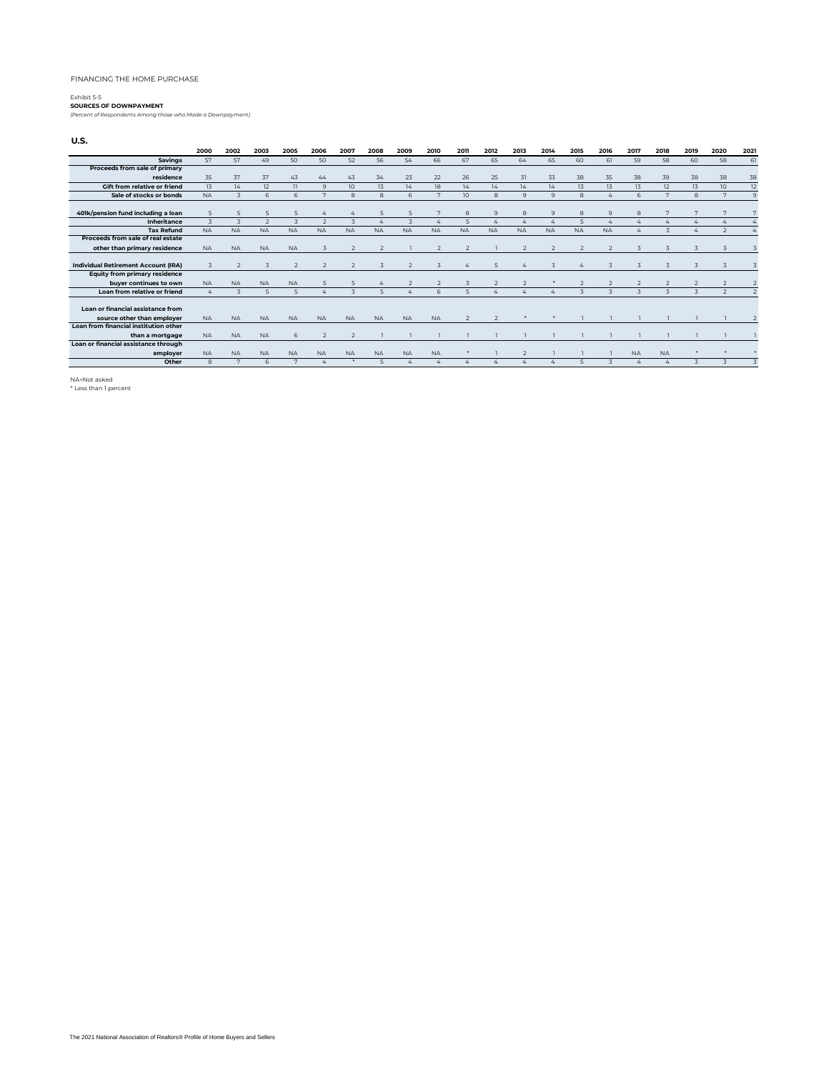FINANCING THE HOME PURCHASE

Exhibit 5-5

**SOURCES OF DOWNPAYMENT**

*(Percent of Respondents Among those who Made a Downpayment)*

## U.S.

| | 2000 | 2002 | 2003 | 2005 | 2006 | 2007 | 2008 | 2009 | 2010 | 2011 | 2012 | 2013 | 2014 | 2015 | 2016 | 2017 | 2018 | 2019 | 2020 | 2021 |
|---|---|---|---|---|---|---|---|---|---|---|---|---|---|---|---|---|---|---|---|---|
| **Savings** | 57 | 57 | 49 | 50 | 50 | 52 | 56 | 54 | 66 | 67 | 65 | 64 | 65 | 60 | 61 | 59 | 58 | 60 | 58 | 61 |
| **Proceeds from sale of primary residence** | 35 | 37 | 37 | 43 | 44 | 43 | 34 | 23 | 22 | 26 | 25 | 31 | 33 | 38 | 35 | 38 | 39 | 38 | 38 | 38 |
| **Gift from relative or friend** | 13 | 14 | 12 | 11 | 9 | 10 | 13 | 14 | 18 | 14 | 14 | 14 | 14 | 13 | 13 | 13 | 12 | 13 | 10 | 12 |
| **Sale of stocks or bonds** | NA | 3 | 6 | 6 | 7 | 8 | 8 | 6 | 7 | 10 | 8 | 9 | 9 | 8 | 4 | 6 | 7 | 8 | 7 | 9 |
| **401k/pension fund including a loan** | 5 | 5 | 5 | 5 | 4 | 4 | 5 | 5 | 7 | 8 | 9 | 8 | 9 | 8 | 9 | 8 | 7 | 7 | 7 | 7 |
| **Inheritance** | 3 | 3 | 2 | 3 | 2 | 3 | 4 | 3 | 4 | 5 | 4 | 4 | 4 | 5 | 4 | 4 | 4 | 4 | 4 | 4 |
| **Tax Refund** | NA | NA | NA | NA | NA | NA | NA | NA | NA | NA | NA | NA | NA | NA | NA | 4 | 3 | 4 | 2 | 4 |
| **Proceeds from sale of real estate other than primary residence** | NA | NA | NA | NA | 3 | 2 | 2 | 1 | 2 | 2 | 1 | 2 | 2 | 2 | 2 | 3 | 3 | 3 | 3 | 3 |
| **Individual Retirement Account (IRA)** | 3 | 2 | 3 | 2 | 2 | 2 | 3 | 2 | 3 | 4 | 5 | 4 | 3 | 4 | 3 | 3 | 3 | 3 | 3 | 3 |
| **Equity from primary residence buyer continues to own** | NA | NA | NA | NA | 5 | 5 | 4 | 2 | 2 | 3 | 2 | 2 | * | 2 | 2 | 2 | 2 | 2 | 2 | 2 |
| **Loan from relative or friend** | 4 | 3 | 5 | 5 | 4 | 3 | 5 | 4 | 6 | 5 | 4 | 4 | 4 | 3 | 3 | 3 | 3 | 3 | 2 | 2 |
| **Loan or financial assistance from source other than employer** | NA | NA | NA | NA | NA | NA | NA | NA | NA | 2 | 2 | * | * | 1 | 1 | 1 | 1 | 1 | 1 | 2 |
| **Loan from financial institution other than a mortgage** | NA | NA | NA | 6 | 2 | 2 | 1 | 1 | 1 | 1 | 1 | 1 | 1 | 1 | 1 | 1 | 1 | 1 | 1 | 1 |
| **Loan or financial assistance through employer** | NA | NA | NA | NA | NA | NA | NA | NA | NA | * | 1 | 2 | 1 | 1 | 1 | NA | NA | * | * | * |
| **Other** | 8 | 7 | 6 | 7 | 4 | * | 5 | 4 | 4 | 4 | 4 | 4 | 4 | 5 | 3 | 4 | 4 | 3 | 3 | 3 |

NA=Not asked

* Less than 1 percent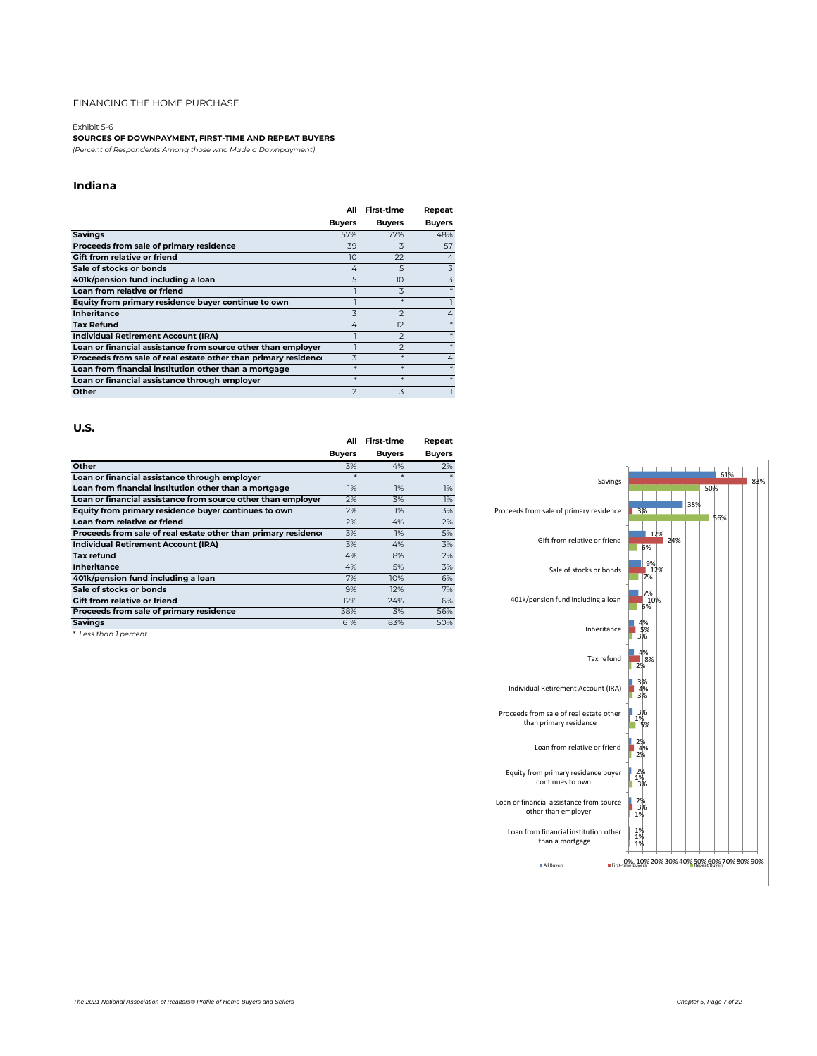FINANCING THE HOME PURCHASE

Exhibit 5-6

**SOURCES OF DOWNPAYMENT, FIRST-TIME AND REPEAT BUYERS**

*(Percent of Respondents Among those who Made a Downpayment)*

## Indiana

| | All Buyers | First-time Buyers | Repeat Buyers |
|---|---|---|---|
| **Savings** | 57% | 77% | 48% |
| **Proceeds from sale of primary residence** | 39 | 3 | 57 |
| **Gift from relative or friend** | 10 | 22 | 4 |
| **Sale of stocks or bonds** | 4 | 5 | 3 |
| **401k/pension fund including a loan** | 5 | 10 | 3 |
| **Loan from relative or friend** | 1 | 3 | * |
| **Equity from primary residence buyer continue to own** | 1 | * | 1 |
| **Inheritance** | 3 | 2 | 4 |
| **Tax Refund** | 4 | 12 | * |
| **Individual Retirement Account (IRA)** | 1 | 2 | * |
| **Loan or financial assistance from source other than employer** | 1 | 2 | * |
| **Proceeds from sale of real estate other than primary residence** | 3 | * | 4 |
| **Loan from financial institution other than a mortgage** | * | * | * |
| **Loan or financial assistance through employer** | * | * | * |
| **Other** | 2 | 3 | 1 |

## U.S.

| | All Buyers | First-time Buyers | Repeat Buyers |
|---|---|---|---|
| **Other** | 3% | 4% | 2% |
| **Loan or financial assistance through employer** | * | * | * |
| **Loan from financial institution other than a mortgage** | 1% | 1% | 1% |
| **Loan or financial assistance from source other than employer** | 2% | 3% | 1% |
| **Equity from primary residence buyer continues to own** | 2% | 1% | 3% |
| **Loan from relative or friend** | 2% | 4% | 2% |
| **Proceeds from sale of real estate other than primary residence** | 3% | 1% | 5% |
| **Individual Retirement Account (IRA)** | 3% | 4% | 3% |
| **Tax refund** | 4% | 8% | 2% |
| **Inheritance** | 4% | 5% | 3% |
| **401k/pension fund including a loan** | 7% | 10% | 6% |
| **Sale of stocks or bonds** | 9% | 12% | 7% |
| **Gift from relative or friend** | 12% | 24% | 6% |
| **Proceeds from sale of primary residence** | 38% | 3% | 56% |
| **Savings** | 61% | 83% | 50% |

*\* Less than 1 percent*

Savings 61% 83% 50%
Proceeds from sale of primary residence 38% 3% 56%
Gift from relative or friend 12% 24% 6%
Sale of stocks or bonds 9% 12% 7%
401k/pension fund including a loan 7% 10% 6%
Inheritance 4% 5% 3%
Tax refund 4% 8% 2%
Individual Retirement Account (IRA) 3% 4% 3%
Proceeds from sale of real estate other than primary residence 3% 1% 5%
Loan from relative or friend 2% 4% 2%
Equity from primary residence buyer continues to own 2% 1% 3%
Loan or financial assistance from source other than employer 2% 3% 1%
Loan from financial institution other than a mortgage 1% 1% 1%
0% 10% 20% 30% 40% 50% 60% 70% 80% 90%
All Buyers First-time Buyers Repeat Buyers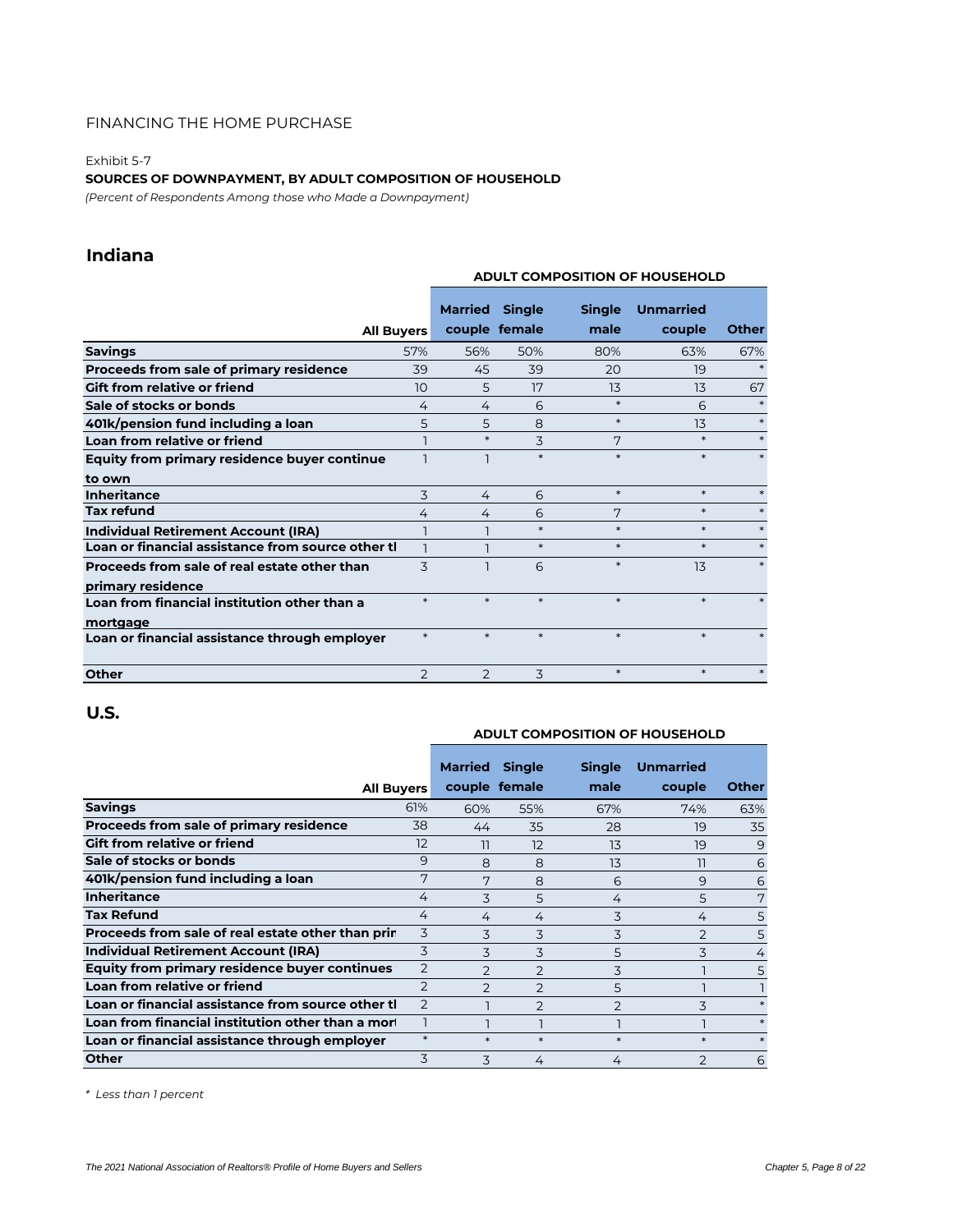FINANCING THE HOME PURCHASE

Exhibit 5-7

**SOURCES OF DOWNPAYMENT, BY ADULT COMPOSITION OF HOUSEHOLD**

*(Percent of Respondents Among those who Made a Downpayment)*

## Indiana

| | | ADULT COMPOSITION OF HOUSEHOLD | | | | |
|---|---|---|---|---|---|---|
| | All Buyers | Married couple | Single female | Single male | Unmarried couple | Other |
| **Savings** | 57% | 56% | 50% | 80% | 63% | 67% |
| **Proceeds from sale of primary residence** | 39 | 45 | 39 | 20 | 19 | * |
| **Gift from relative or friend** | 10 | 5 | 17 | 13 | 13 | 67 |
| **Sale of stocks or bonds** | 4 | 4 | 6 | * | 6 | * |
| **401k/pension fund including a loan** | 5 | 5 | 8 | * | 13 | * |
| **Loan from relative or friend** | 1 | * | 3 | 7 | * | * |
| **Equity from primary residence buyer continue to own** | 1 | 1 | * | * | * | * |
| **Inheritance** | 3 | 4 | 6 | * | * | * |
| **Tax refund** | 4 | 4 | 6 | 7 | * | * |
| **Individual Retirement Account (IRA)** | 1 | 1 | * | * | * | * |
| **Loan or financial assistance from source other tl** | 1 | 1 | * | * | * | * |
| **Proceeds from sale of real estate other than primary residence** | 3 | 1 | 6 | * | 13 | * |
| **Loan from financial institution other than a mortgage** | * | * | * | * | * | * |
| **Loan or financial assistance through employer** | * | * | * | * | * | * |
| **Other** | 2 | 2 | 3 | * | * | * |

## U.S.

| | | ADULT COMPOSITION OF HOUSEHOLD | | | | |
|---|---|---|---|---|---|---|
| | All Buyers | Married couple | Single female | Single male | Unmarried couple | Other |
| **Savings** | 61% | 60% | 55% | 67% | 74% | 63% |
| **Proceeds from sale of primary residence** | 38 | 44 | 35 | 28 | 19 | 35 |
| **Gift from relative or friend** | 12 | 11 | 12 | 13 | 19 | 9 |
| **Sale of stocks or bonds** | 9 | 8 | 8 | 13 | 11 | 6 |
| **401k/pension fund including a loan** | 7 | 7 | 8 | 6 | 9 | 6 |
| **Inheritance** | 4 | 3 | 5 | 4 | 5 | 7 |
| **Tax Refund** | 4 | 4 | 4 | 3 | 4 | 5 |
| **Proceeds from sale of real estate other than prir** | 3 | 3 | 3 | 3 | 2 | 5 |
| **Individual Retirement Account (IRA)** | 3 | 3 | 3 | 5 | 3 | 4 |
| **Equity from primary residence buyer continues** | 2 | 2 | 2 | 3 | 1 | 5 |
| **Loan from relative or friend** | 2 | 2 | 2 | 5 | 1 | 1 |
| **Loan or financial assistance from source other tl** | 2 | 1 | 2 | 2 | 3 | * |
| **Loan from financial institution other than a mor** | 1 | 1 | 1 | 1 | 1 | * |
| **Loan or financial assistance through employer** | * | * | * | * | * | * |
| **Other** | 3 | 3 | 4 | 4 | 2 | 6 |

*\* Less than 1 percent*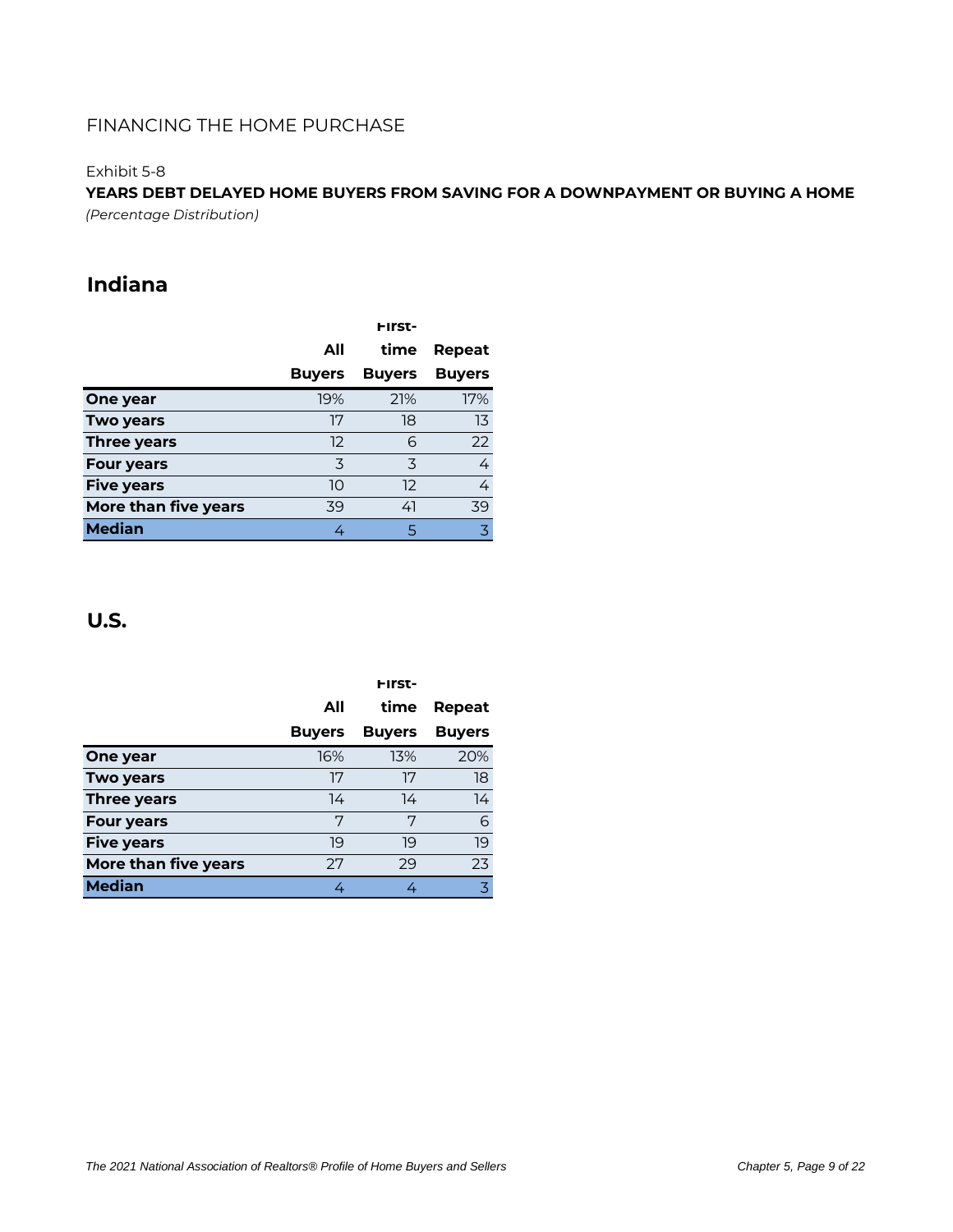FINANCING THE HOME PURCHASE

Exhibit 5-8

**YEARS DEBT DELAYED HOME BUYERS FROM SAVING FOR A DOWNPAYMENT OR BUYING A HOME**

*(Percentage Distribution)*

## Indiana

| | All Buyers | First-time Buyers | Repeat Buyers |
|---|---|---|---|
| **One year** | 19% | 21% | 17% |
| **Two years** | 17 | 18 | 13 |
| **Three years** | 12 | 6 | 22 |
| **Four years** | 3 | 3 | 4 |
| **Five years** | 10 | 12 | 4 |
| **More than five years** | 39 | 41 | 39 |
| **Median** | 4 | 5 | 3 |

## U.S.

| | All Buyers | First-time Buyers | Repeat Buyers |
|---|---|---|---|
| **One year** | 16% | 13% | 20% |
| **Two years** | 17 | 17 | 18 |
| **Three years** | 14 | 14 | 14 |
| **Four years** | 7 | 7 | 6 |
| **Five years** | 19 | 19 | 19 |
| **More than five years** | 27 | 29 | 23 |
| **Median** | 4 | 4 | 3 |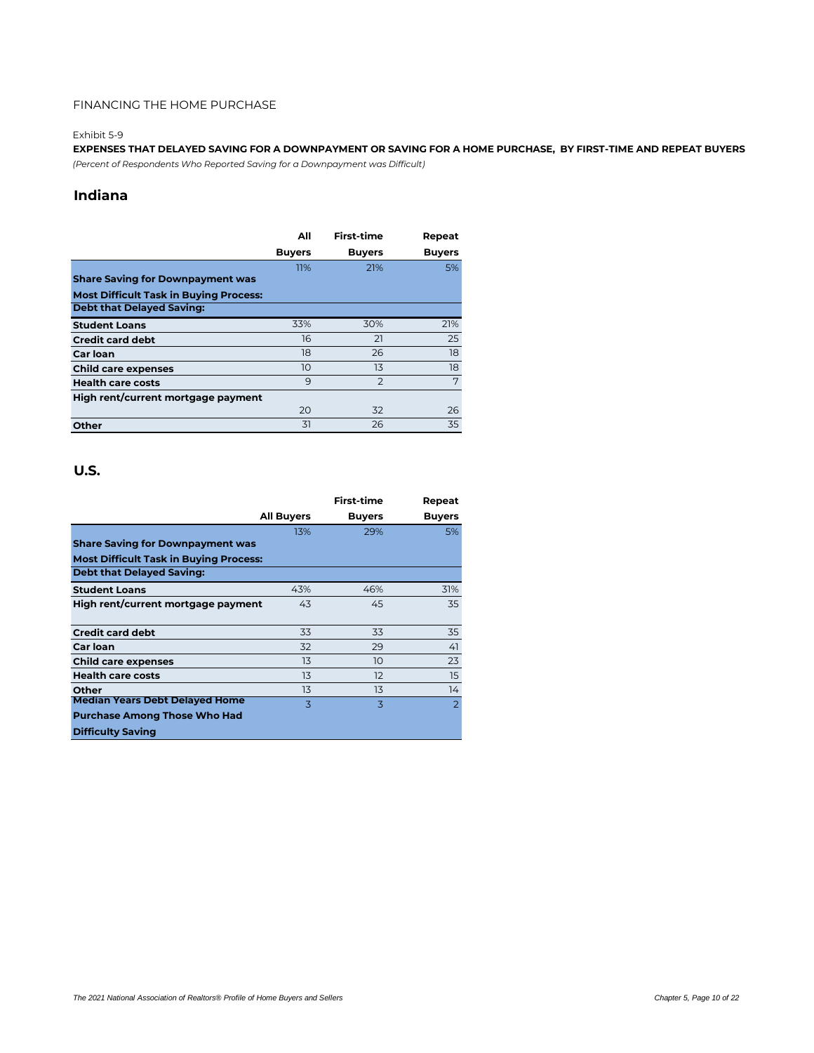FINANCING THE HOME PURCHASE

Exhibit 5-9

**EXPENSES THAT DELAYED SAVING FOR A DOWNPAYMENT OR SAVING FOR A HOME PURCHASE, BY FIRST-TIME AND REPEAT BUYERS**

*(Percent of Respondents Who Reported Saving for a Downpayment was Difficult)*

## Indiana

| | All Buyers | First-time Buyers | Repeat Buyers |
|---|---|---|---|
| **Share Saving for Downpayment was Most Difficult Task in Buying Process:** | 11% | 21% | 5% |
| **Debt that Delayed Saving:** | | | |
| **Student Loans** | 33% | 30% | 21% |
| **Credit card debt** | 16 | 21 | 25 |
| **Car loan** | 18 | 26 | 18 |
| **Child care expenses** | 10 | 13 | 18 |
| **Health care costs** | 9 | 2 | 7 |
| **High rent/current mortgage payment** | 20 | 32 | 26 |
| **Other** | 31 | 26 | 35 |

## U.S.

| | All Buyers | First-time Buyers | Repeat Buyers |
|---|---|---|---|
| **Share Saving for Downpayment was Most Difficult Task in Buying Process:** | 13% | 29% | 5% |
| **Debt that Delayed Saving:** | | | |
| **Student Loans** | 43% | 46% | 31% |
| **High rent/current mortgage payment** | 43 | 45 | 35 |
| **Credit card debt** | 33 | 33 | 35 |
| **Car loan** | 32 | 29 | 41 |
| **Child care expenses** | 13 | 10 | 23 |
| **Health care costs** | 13 | 12 | 15 |
| **Other** | 13 | 13 | 14 |
| **Median Years Debt Delayed Home Purchase Among Those Who Had Difficulty Saving** | 3 | 3 | 2 |

*The 2021 National Association of Realtors® Profile of Home Buyers and Sellers*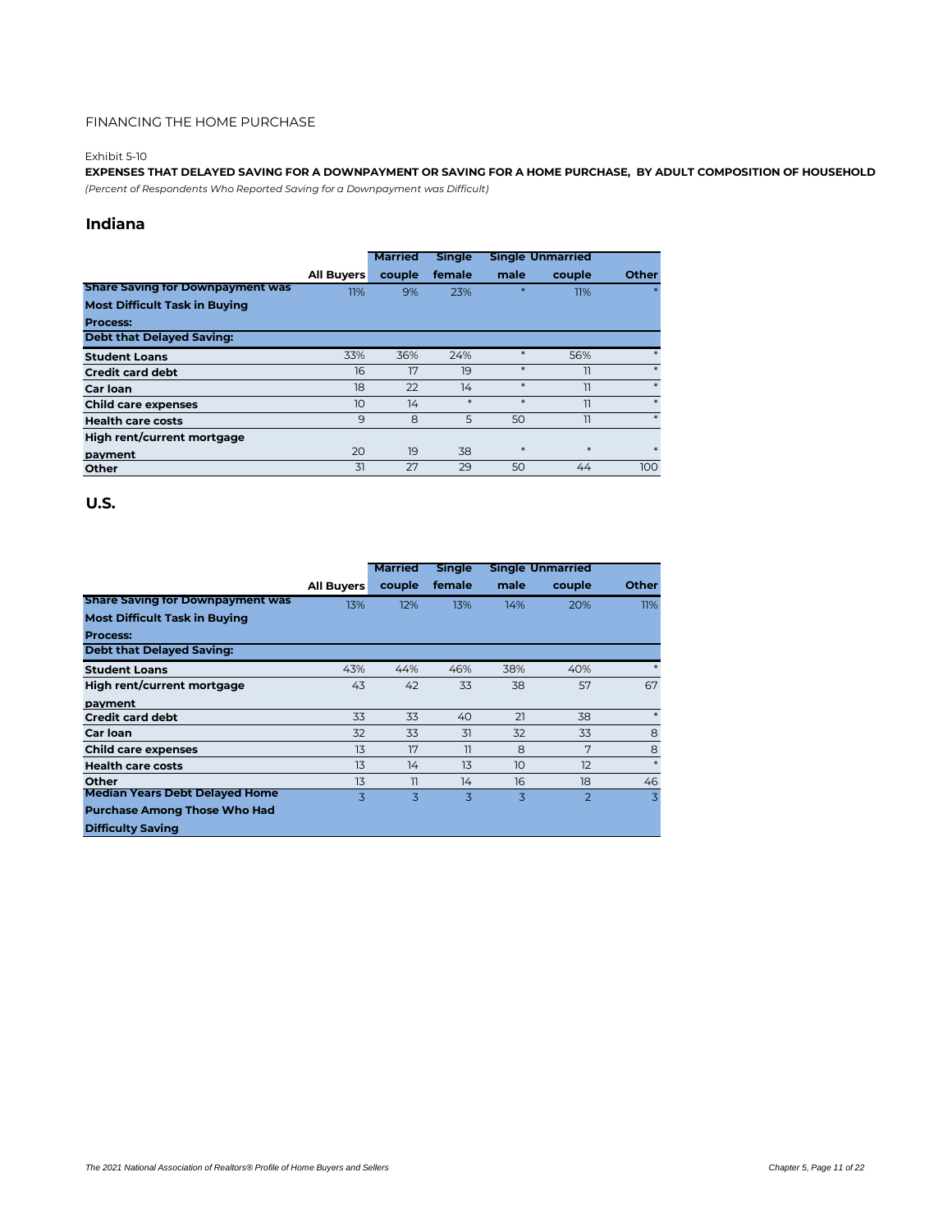FINANCING THE HOME PURCHASE

Exhibit 5-10

**EXPENSES THAT DELAYED SAVING FOR A DOWNPAYMENT OR SAVING FOR A HOME PURCHASE, BY ADULT COMPOSITION OF HOUSEHOLD**

*(Percent of Respondents Who Reported Saving for a Downpayment was Difficult)*

## Indiana

| | All Buyers | Married couple | Single female | Single male | Unmarried couple | Other |
|---|---|---|---|---|---|---|
| **Share Saving for Downpayment was Most Difficult Task in Buying Process:** | 11% | 9% | 23% | * | 11% | * |
| **Debt that Delayed Saving:** | | | | | | |
| **Student Loans** | 33% | 36% | 24% | * | 56% | * |
| **Credit card debt** | 16 | 17 | 19 | * | 11 | * |
| **Car loan** | 18 | 22 | 14 | * | 11 | * |
| **Child care expenses** | 10 | 14 | * | * | 11 | * |
| **Health care costs** | 9 | 8 | 5 | 50 | 11 | * |
| **High rent/current mortgage payment** | 20 | 19 | 38 | * | * | * |
| **Other** | 31 | 27 | 29 | 50 | 44 | 100 |

## U.S.

| | All Buyers | Married couple | Single female | Single male | Unmarried couple | Other |
|---|---|---|---|---|---|---|
| **Share Saving for Downpayment was Most Difficult Task in Buying Process:** | 13% | 12% | 13% | 14% | 20% | 11% |
| **Debt that Delayed Saving:** | | | | | | |
| **Student Loans** | 43% | 44% | 46% | 38% | 40% | * |
| **High rent/current mortgage payment** | 43 | 42 | 33 | 38 | 57 | 67 |
| **Credit card debt** | 33 | 33 | 40 | 21 | 38 | * |
| **Car loan** | 32 | 33 | 31 | 32 | 33 | 8 |
| **Child care expenses** | 13 | 17 | 11 | 8 | 7 | 8 |
| **Health care costs** | 13 | 14 | 13 | 10 | 12 | * |
| **Other** | 13 | 11 | 14 | 16 | 18 | 46 |
| **Median Years Debt Delayed Home Purchase Among Those Who Had Difficulty Saving** | 3 | 3 | 3 | 3 | 2 | 3 |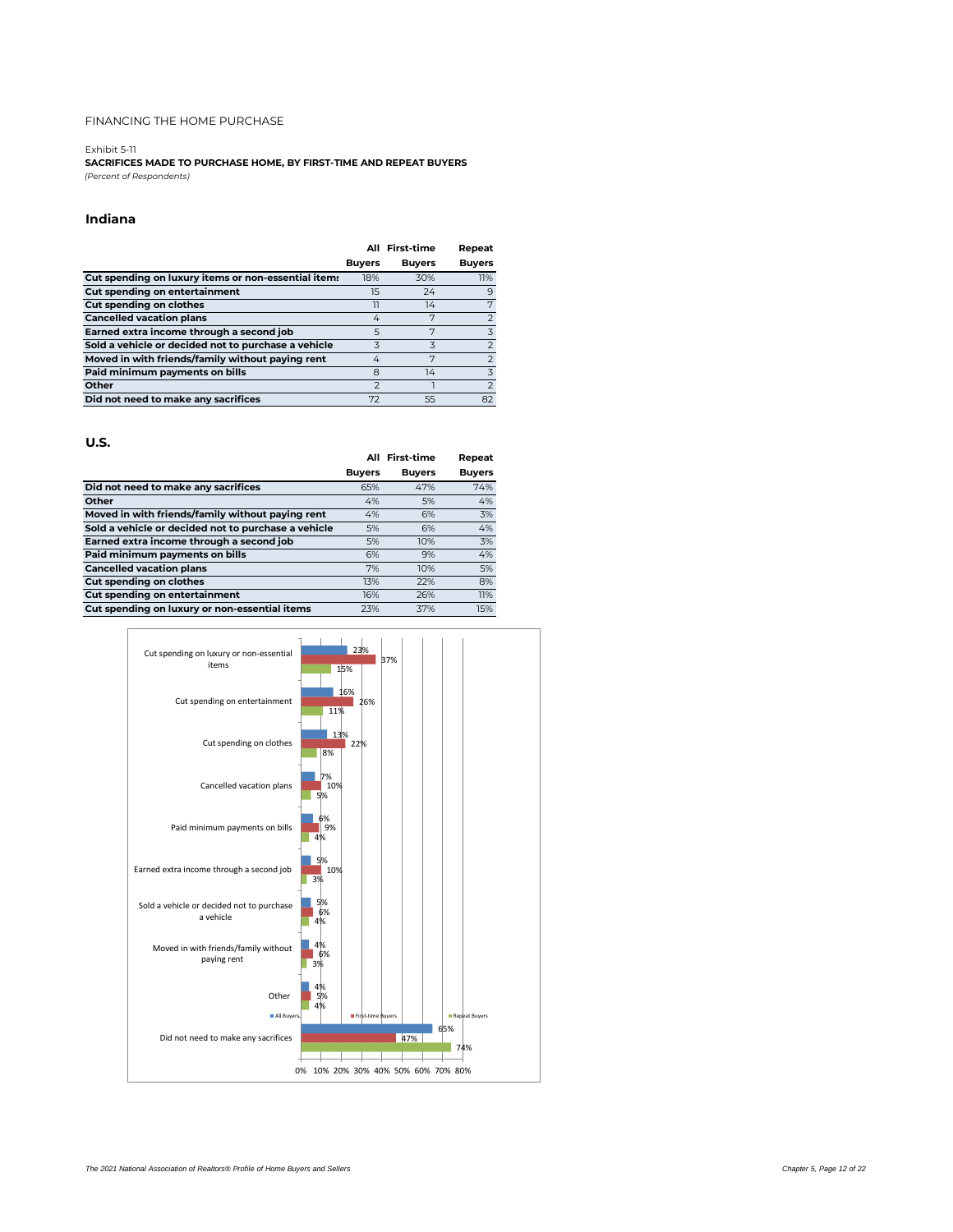FINANCING THE HOME PURCHASE

Exhibit 5-11

**SACRIFICES MADE TO PURCHASE HOME, BY FIRST-TIME AND REPEAT BUYERS**

*(Percent of Respondents)*

## Indiana

| | All Buyers | First-time Buyers | Repeat Buyers |
|---|---|---|---|
| **Cut spending on luxury items or non-essential items** | 18% | 30% | 11% |
| **Cut spending on entertainment** | 15 | 24 | 9 |
| **Cut spending on clothes** | 11 | 14 | 7 |
| **Cancelled vacation plans** | 4 | 7 | 2 |
| **Earned extra income through a second job** | 5 | 7 | 3 |
| **Sold a vehicle or decided not to purchase a vehicle** | 3 | 3 | 2 |
| **Moved in with friends/family without paying rent** | 4 | 7 | 2 |
| **Paid minimum payments on bills** | 8 | 14 | 3 |
| **Other** | 2 | 1 | 2 |
| **Did not need to make any sacrifices** | 72 | 55 | 82 |

## U.S.

| | All Buyers | First-time Buyers | Repeat Buyers |
|---|---|---|---|
| **Did not need to make any sacrifices** | 65% | 47% | 74% |
| **Other** | 4% | 5% | 4% |
| **Moved in with friends/family without paying rent** | 4% | 6% | 3% |
| **Sold a vehicle or decided not to purchase a vehicle** | 5% | 6% | 4% |
| **Earned extra income through a second job** | 5% | 10% | 3% |
| **Paid minimum payments on bills** | 6% | 9% | 4% |
| **Cancelled vacation plans** | 7% | 10% | 5% |
| **Cut spending on clothes** | 13% | 22% | 8% |
| **Cut spending on entertainment** | 16% | 26% | 11% |
| **Cut spending on luxury or non-essential items** | 23% | 37% | 15% |

Cut spending on luxury or non-essential items
23%
37%
15%

Cut spending on entertainment
16%
26%
11%

Cut spending on clothes
13%
22%
8%

Cancelled vacation plans
7%
10%
5%

Paid minimum payments on bills
6%
9%
4%

Earned extra income through a second job
5%
10%
3%

Sold a vehicle or decided not to purchase a vehicle
5%
6%
4%

Moved in with friends/family without paying rent
4%
6%
3%

Other
4%
5%
4%

Did not need to make any sacrifices
65%
47%
74%

All Buyers
First-time Buyers
Repeat Buyers

0% 10% 20% 30% 40% 50% 60% 70% 80%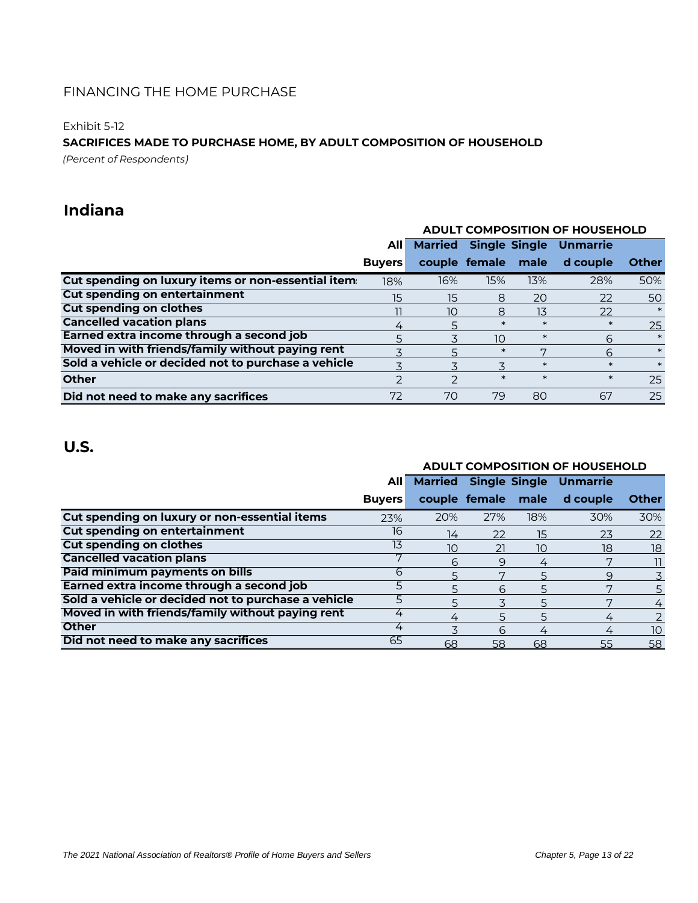FINANCING THE HOME PURCHASE

Exhibit 5-12

**SACRIFICES MADE TO PURCHASE HOME, BY ADULT COMPOSITION OF HOUSEHOLD**

*(Percent of Respondents)*

## Indiana

| | | ADULT COMPOSITION OF HOUSEHOLD | | | | |
|---|---|---|---|---|---|---|
| | All Buyers | Married couple | Single female | Single male | Unmarried couple | Other |
| Cut spending on luxury items or non-essential items | 18% | 16% | 15% | 13% | 28% | 50% |
| Cut spending on entertainment | 15 | 15 | 8 | 20 | 22 | 50 |
| Cut spending on clothes | 11 | 10 | 8 | 13 | 22 | * |
| Cancelled vacation plans | 4 | 5 | * | * | * | 25 |
| Earned extra income through a second job | 5 | 3 | 10 | * | 6 | * |
| Moved in with friends/family without paying rent | 3 | 5 | * | 7 | 6 | * |
| Sold a vehicle or decided not to purchase a vehicle | 3 | 3 | 3 | * | * | * |
| Other | 2 | 2 | * | * | * | 25 |
| Did not need to make any sacrifices | 72 | 70 | 79 | 80 | 67 | 25 |

## U.S.

| | | ADULT COMPOSITION OF HOUSEHOLD | | | | |
|---|---|---|---|---|---|---|
| | All Buyers | Married couple | Single female | Single male | Unmarried couple | Other |
| Cut spending on luxury or non-essential items | 23% | 20% | 27% | 18% | 30% | 30% |
| Cut spending on entertainment | 16 | 14 | 22 | 15 | 23 | 22 |
| Cut spending on clothes | 13 | 10 | 21 | 10 | 18 | 18 |
| Cancelled vacation plans | 7 | 6 | 9 | 4 | 7 | 11 |
| Paid minimum payments on bills | 6 | 5 | 7 | 5 | 9 | 3 |
| Earned extra income through a second job | 5 | 5 | 6 | 5 | 7 | 5 |
| Sold a vehicle or decided not to purchase a vehicle | 5 | 5 | 3 | 5 | 7 | 4 |
| Moved in with friends/family without paying rent | 4 | 4 | 5 | 5 | 4 | 2 |
| Other | 4 | 3 | 6 | 4 | 4 | 10 |
| Did not need to make any sacrifices | 65 | 68 | 58 | 68 | 55 | 58 |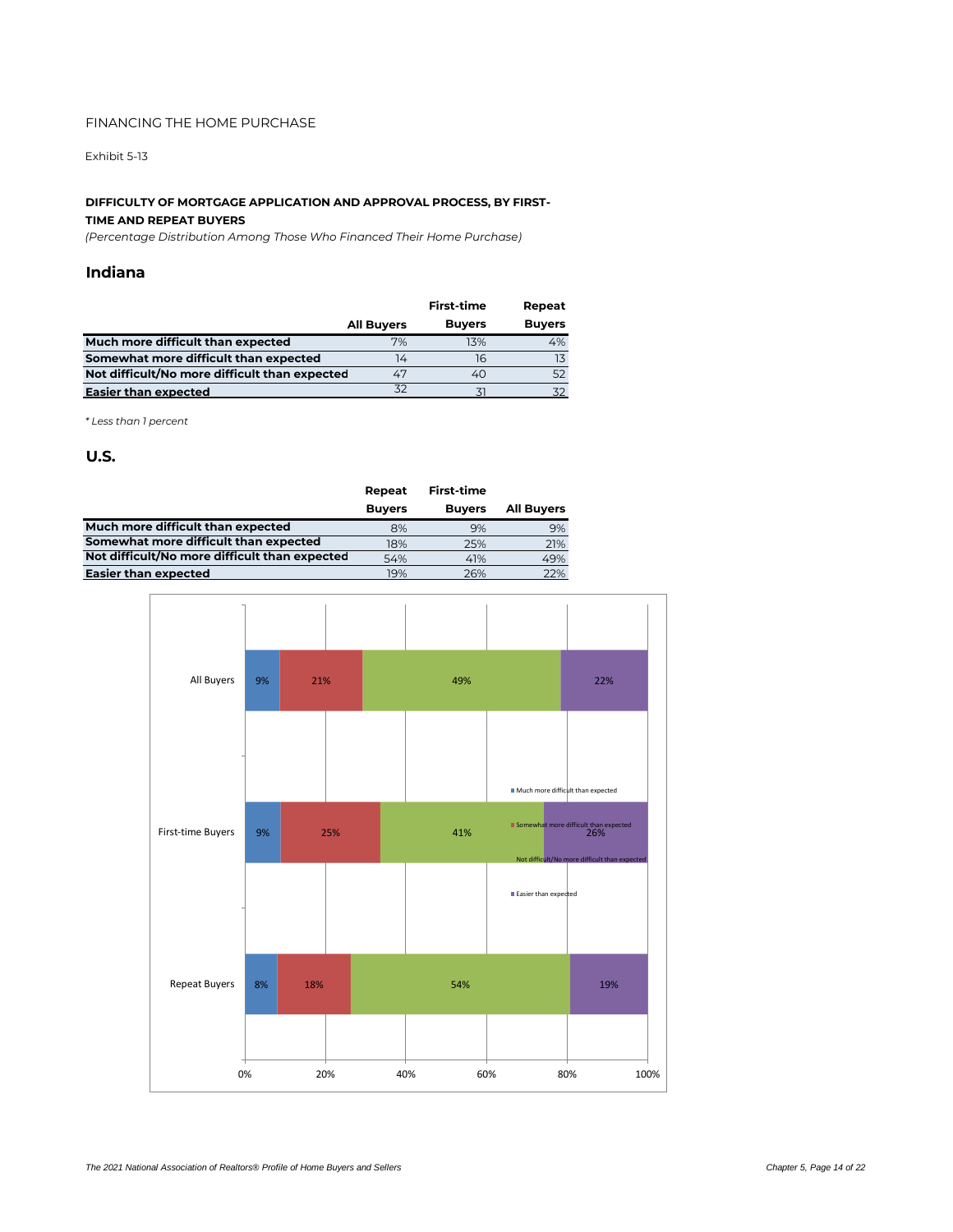FINANCING THE HOME PURCHASE

Exhibit 5-13

**DIFFICULTY OF MORTGAGE APPLICATION AND APPROVAL PROCESS, BY FIRST-TIME AND REPEAT BUYERS**

*(Percentage Distribution Among Those Who Financed Their Home Purchase)*

## Indiana

| | All Buyers | First-time Buyers | Repeat Buyers |
|---|---|---|---|
| **Much more difficult than expected** | 7% | 13% | 4% |
| **Somewhat more difficult than expected** | 14 | 16 | 13 |
| **Not difficult/No more difficult than expected** | 47 | 40 | 52 |
| **Easier than expected** | 32 | 31 | 32 |

*\* Less than 1 percent*

## U.S.

| | Repeat Buyers | First-time Buyers | All Buyers |
|---|---|---|---|
| **Much more difficult than expected** | 8% | 9% | 9% |
| **Somewhat more difficult than expected** | 18% | 25% | 21% |
| **Not difficult/No more difficult than expected** | 54% | 41% | 49% |
| **Easier than expected** | 19% | 26% | 22% |

All Buyers 9% 21% 49% 22%

First-time Buyers 9% 25% 41% 26%

Repeat Buyers 8% 18% 54% 19%

0% 20% 40% 60% 80% 100%

Much more difficult than expected

Somewhat more difficult than expected

Not difficult/No more difficult than expected

Easier than expected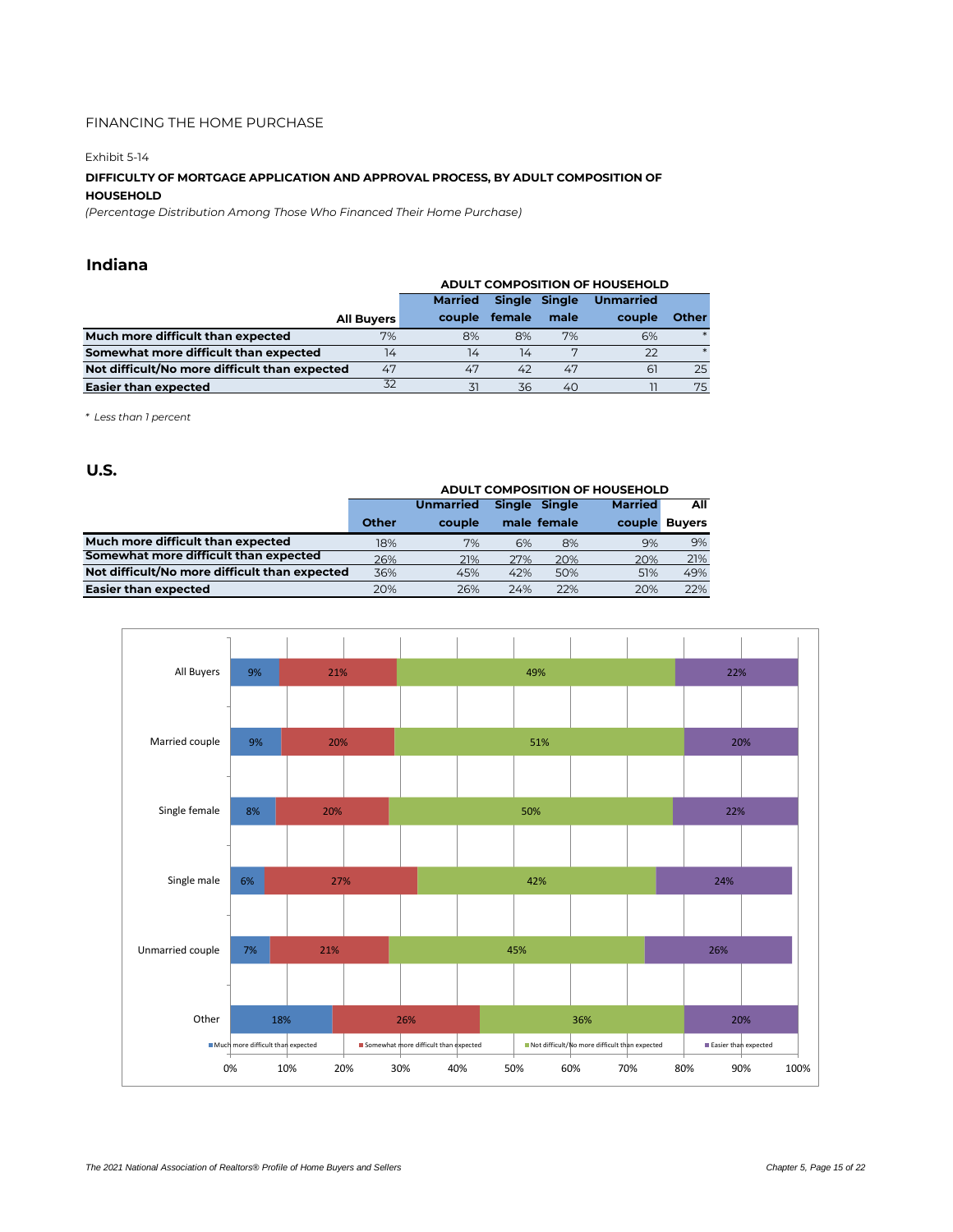FINANCING THE HOME PURCHASE

Exhibit 5-14

**DIFFICULTY OF MORTGAGE APPLICATION AND APPROVAL PROCESS, BY ADULT COMPOSITION OF HOUSEHOLD**

*(Percentage Distribution Among Those Who Financed Their Home Purchase)*

## Indiana

| | | ADULT COMPOSITION OF HOUSEHOLD | | | | |
|---|---|---|---|---|---|---|
| | All Buyers | Married couple | Single female | Single male | Unmarried couple | Other |
| Much more difficult than expected | 7% | 8% | 8% | 7% | 6% | * |
| Somewhat more difficult than expected | 14 | 14 | 14 | 7 | 22 | * |
| Not difficult/No more difficult than expected | 47 | 47 | 42 | 47 | 61 | 25 |
| Easier than expected | 32 | 31 | 36 | 40 | 11 | 75 |

*\* Less than 1 percent*

## U.S.

| | ADULT COMPOSITION OF HOUSEHOLD | | | | | |
|---|---|---|---|---|---|---|
| | Other | Unmarried couple | Single male | Single female | Married couple | All Buyers |
| Much more difficult than expected | 18% | 7% | 6% | 8% | 9% | 9% |
| Somewhat more difficult than expected | 26% | 21% | 27% | 20% | 20% | 21% |
| Not difficult/No more difficult than expected | 36% | 45% | 42% | 50% | 51% | 49% |
| Easier than expected | 20% | 26% | 24% | 22% | 20% | 22% |

All Buyers: 9% 21% 49% 22%
Married couple: 9% 20% 51% 20%
Single female: 8% 20% 50% 22%
Single male: 6% 27% 42% 24%
Unmarried couple: 7% 21% 45% 26%
Other: 18% 26% 36% 20%

Much more difficult than expected
Somewhat more difficult than expected
Not difficult/No more difficult than expected
Easier than expected

0% 10% 20% 30% 40% 50% 60% 70% 80% 90% 100%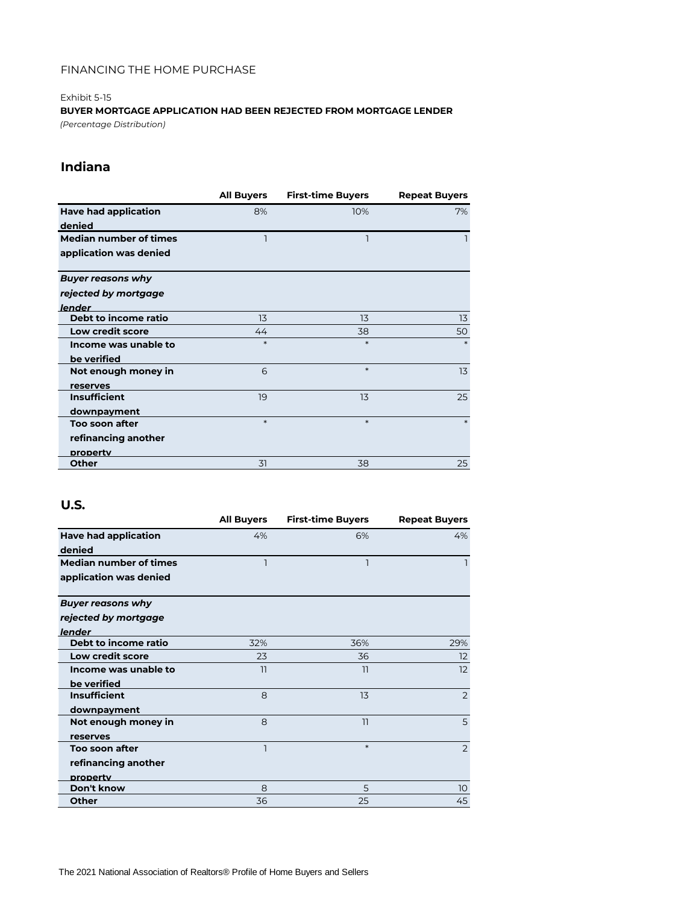FINANCING THE HOME PURCHASE

Exhibit 5-15

**BUYER MORTGAGE APPLICATION HAD BEEN REJECTED FROM MORTGAGE LENDER**

*(Percentage Distribution)*

## Indiana

| | All Buyers | First-time Buyers | Repeat Buyers |
|---|---|---|---|
| **Have had application denied** | 8% | 10% | 7% |
| **Median number of times application was denied** | 1 | 1 | 1 |
| ***Buyer reasons why rejected by mortgage lender*** | | | |
| **Debt to income ratio** | 13 | 13 | 13 |
| **Low credit score** | 44 | 38 | 50 |
| **Income was unable to be verified** | * | * | * |
| **Not enough money in reserves** | 6 | * | 13 |
| **Insufficient downpayment** | 19 | 13 | 25 |
| **Too soon after refinancing another property** | * | * | * |
| **Other** | 31 | 38 | 25 |

## U.S.

| | All Buyers | First-time Buyers | Repeat Buyers |
|---|---|---|---|
| **Have had application denied** | 4% | 6% | 4% |
| **Median number of times application was denied** | 1 | 1 | 1 |
| ***Buyer reasons why rejected by mortgage lender*** | | | |
| **Debt to income ratio** | 32% | 36% | 29% |
| **Low credit score** | 23 | 36 | 12 |
| **Income was unable to be verified** | 11 | 11 | 12 |
| **Insufficient downpayment** | 8 | 13 | 2 |
| **Not enough money in reserves** | 8 | 11 | 5 |
| **Too soon after refinancing another property** | 1 | * | 2 |
| **Don't know** | 8 | 5 | 10 |
| **Other** | 36 | 25 | 45 |

The 2021 National Association of Realtors® Profile of Home Buyers and Sellers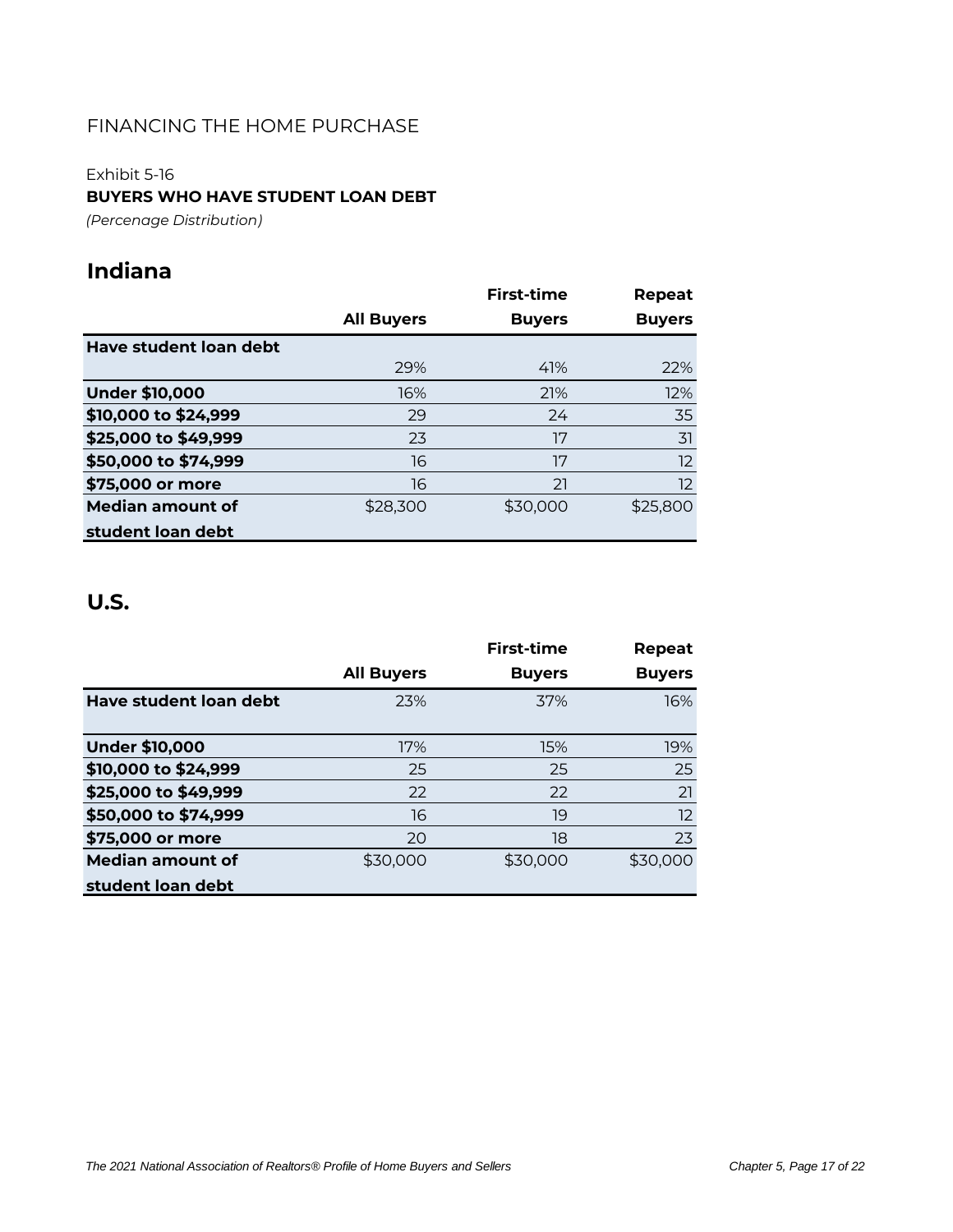FINANCING THE HOME PURCHASE

Exhibit 5-16

**BUYERS WHO HAVE STUDENT LOAN DEBT**

*(Percenage Distribution)*

## Indiana

| | All Buyers | First-time Buyers | Repeat Buyers |
|---|---|---|---|
| **Have student loan debt** | 29% | 41% | 22% |
| **Under $10,000** | 16% | 21% | 12% |
| **$10,000 to $24,999** | 29 | 24 | 35 |
| **$25,000 to $49,999** | 23 | 17 | 31 |
| **$50,000 to $74,999** | 16 | 17 | 12 |
| **$75,000 or more** | 16 | 21 | 12 |
| **Median amount of student loan debt** | $28,300 | $30,000 | $25,800 |

## U.S.

| | All Buyers | First-time Buyers | Repeat Buyers |
|---|---|---|---|
| **Have student loan debt** | 23% | 37% | 16% |
| **Under $10,000** | 17% | 15% | 19% |
| **$10,000 to $24,999** | 25 | 25 | 25 |
| **$25,000 to $49,999** | 22 | 22 | 21 |
| **$50,000 to $74,999** | 16 | 19 | 12 |
| **$75,000 or more** | 20 | 18 | 23 |
| **Median amount of student loan debt** | $30,000 | $30,000 | $30,000 |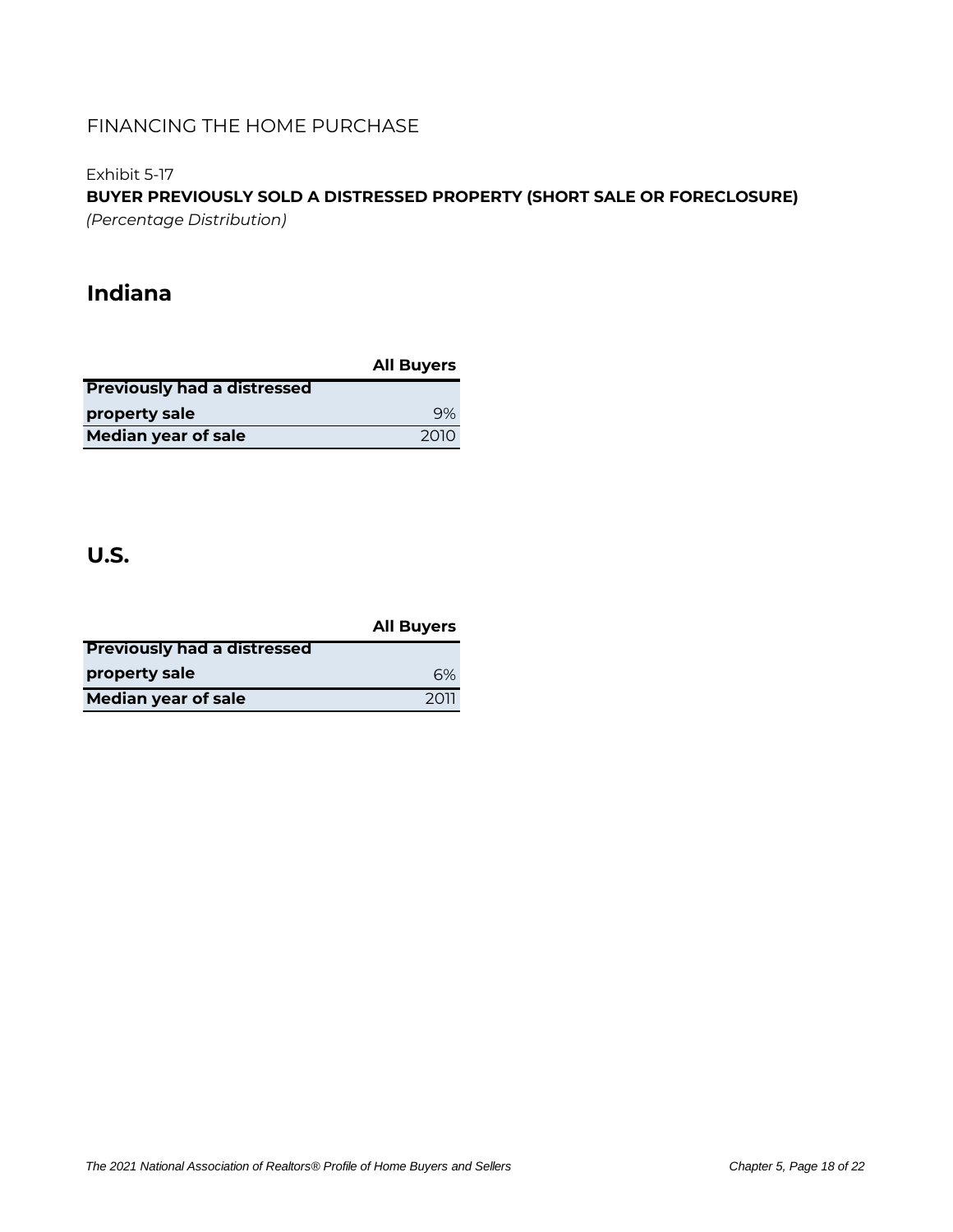FINANCING THE HOME PURCHASE

Exhibit 5-17

**BUYER PREVIOUSLY SOLD A DISTRESSED PROPERTY (SHORT SALE OR FORECLOSURE)**

*(Percentage Distribution)*

## Indiana

| | All Buyers |
|---|---|
| **Previously had a distressed property sale** | 9% |
| **Median year of sale** | 2010 |

## U.S.

| | All Buyers |
|---|---|
| **Previously had a distressed property sale** | 6% |
| **Median year of sale** | 2011 |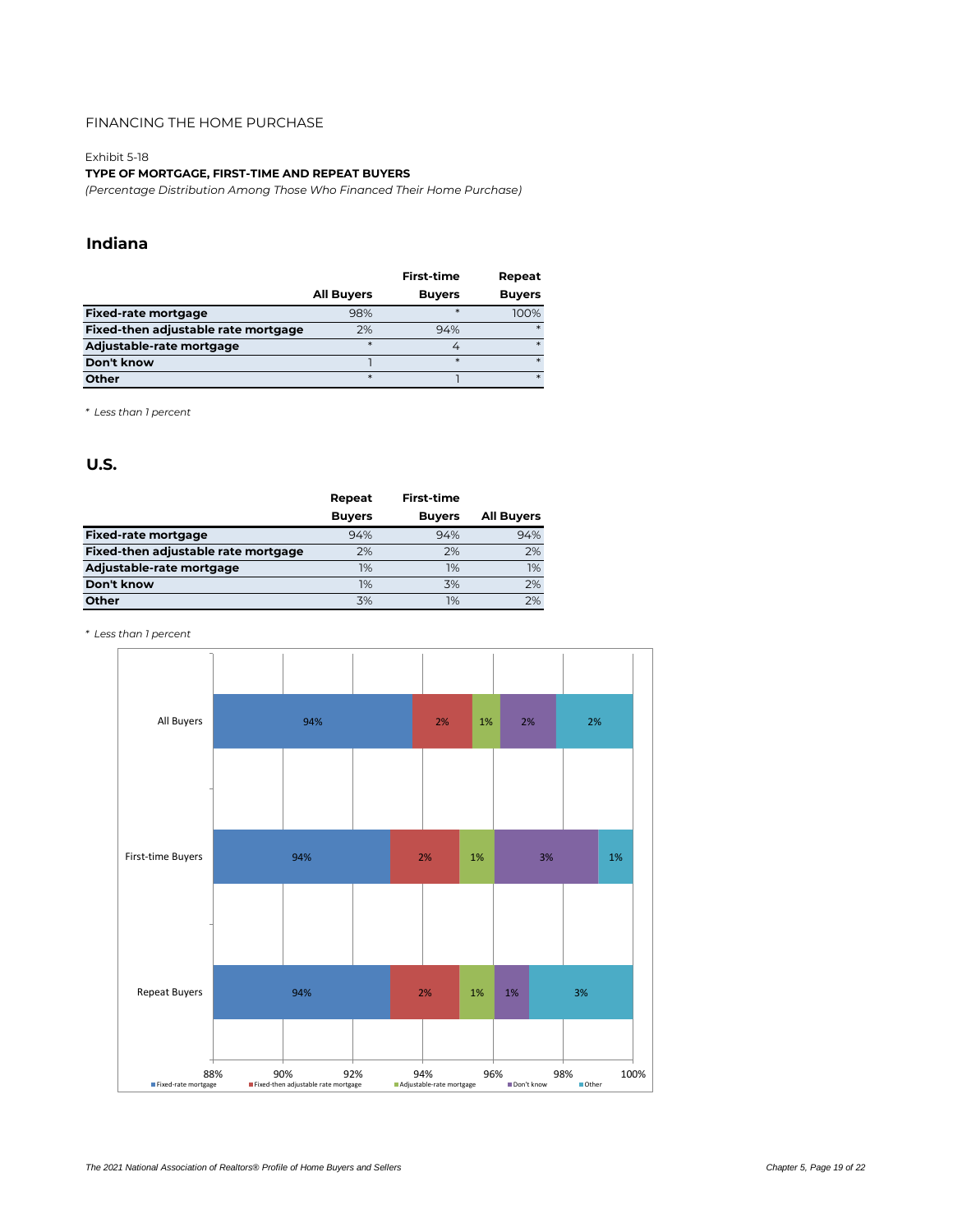FINANCING THE HOME PURCHASE

Exhibit 5-18

**TYPE OF MORTGAGE, FIRST-TIME AND REPEAT BUYERS**

*(Percentage Distribution Among Those Who Financed Their Home Purchase)*

## Indiana

| | All Buyers | First-time Buyers | Repeat Buyers |
|---|---|---|---|
| **Fixed-rate mortgage** | 98% | * | 100% |
| **Fixed-then adjustable rate mortgage** | 2% | 94% | * |
| **Adjustable-rate mortgage** | * | 4 | * |
| **Don't know** | 1 | * | * |
| **Other** | * | 1 | * |

*\* Less than 1 percent*

## U.S.

| | Repeat Buyers | First-time Buyers | All Buyers |
|---|---|---|---|
| **Fixed-rate mortgage** | 94% | 94% | 94% |
| **Fixed-then adjustable rate mortgage** | 2% | 2% | 2% |
| **Adjustable-rate mortgage** | 1% | 1% | 1% |
| **Don't know** | 1% | 3% | 2% |
| **Other** | 3% | 1% | 2% |

*\* Less than 1 percent*

All Buyers: 94% 2% 1% 2% 2%

First-time Buyers: 94% 2% 1% 3% 1%

Repeat Buyers: 94% 2% 1% 1% 3%

88% 90% 92% 94% 96% 98% 100%

Fixed-rate mortgage | Fixed-then adjustable rate mortgage | Adjustable-rate mortgage | Don't know | Other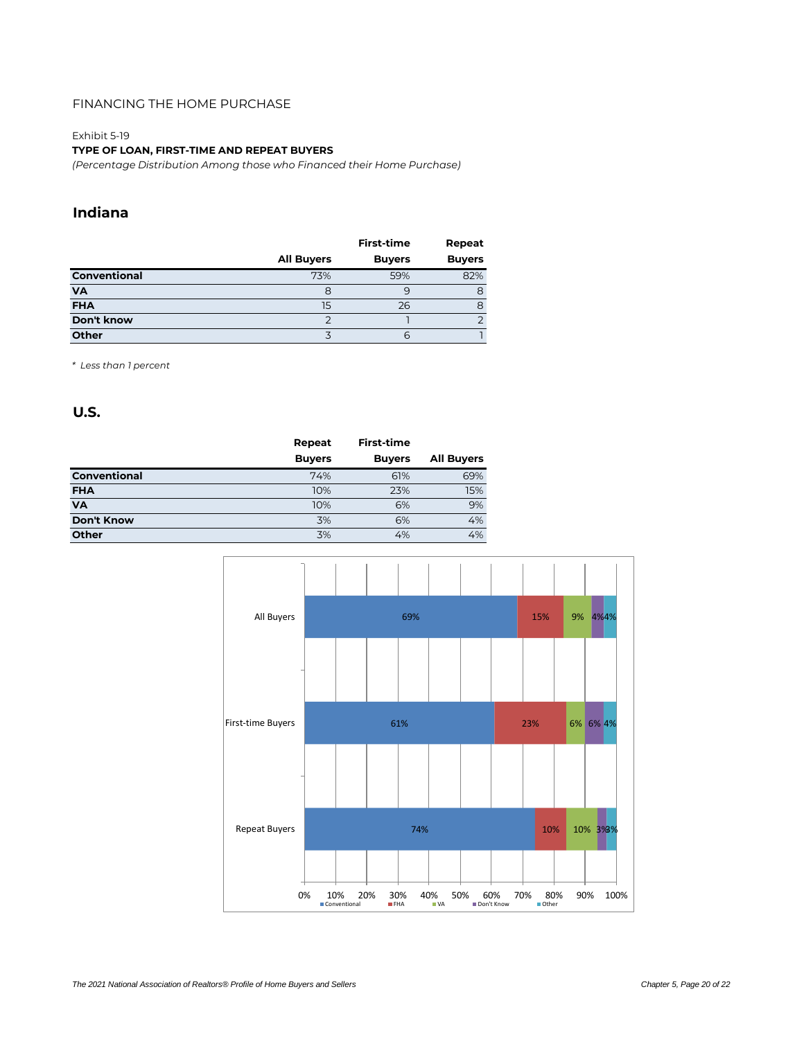FINANCING THE HOME PURCHASE

Exhibit 5-19

**TYPE OF LOAN, FIRST-TIME AND REPEAT BUYERS**

*(Percentage Distribution Among those who Financed their Home Purchase)*

## Indiana

| | All Buyers | First-time Buyers | Repeat Buyers |
|---|---|---|---|
| **Conventional** | 73% | 59% | 82% |
| **VA** | 8 | 9 | 8 |
| **FHA** | 15 | 26 | 8 |
| **Don't know** | 2 | 1 | 2 |
| **Other** | 3 | 6 | 1 |

*\* Less than 1 percent*

## U.S.

| | Repeat Buyers | First-time Buyers | All Buyers |
|---|---|---|---|
| **Conventional** | 74% | 61% | 69% |
| **FHA** | 10% | 23% | 15% |
| **VA** | 10% | 6% | 9% |
| **Don't Know** | 3% | 6% | 4% |
| **Other** | 3% | 4% | 4% |

All Buyers: 69% 15% 9% 4% 4%

First-time Buyers: 61% 23% 6% 6% 4%

Repeat Buyers: 74% 10% 10% 3% 3%

0% 10% 20% 30% 40% 50% 60% 70% 80% 90% 100%

Conventional FHA VA Don't Know Other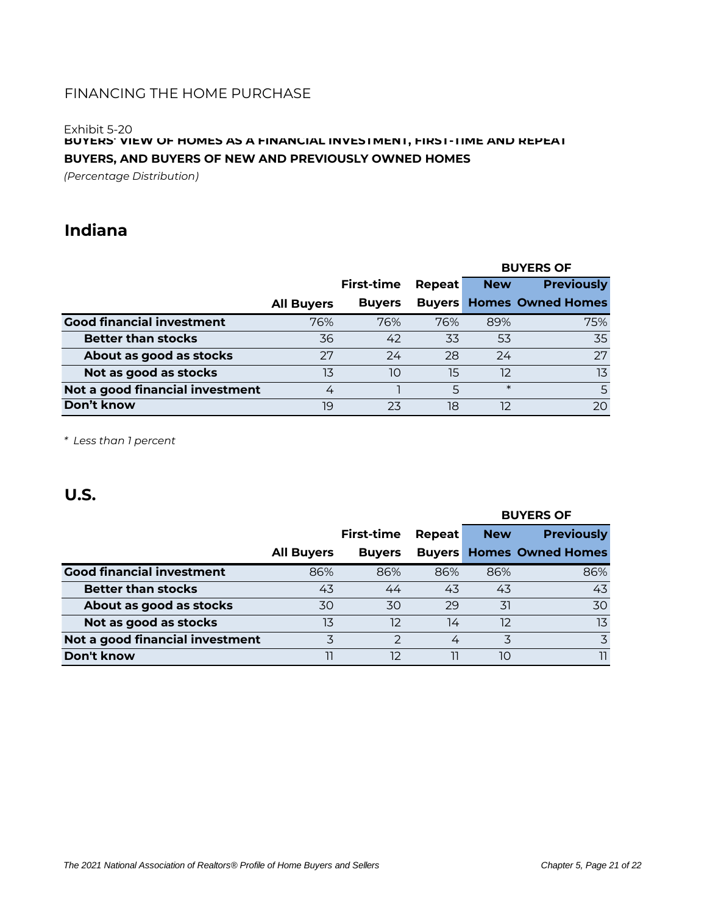FINANCING THE HOME PURCHASE

Exhibit 5-20

**BUYERS' VIEW OF HOMES AS A FINANCIAL INVESTMENT, FIRST-TIME AND REPEAT BUYERS, AND BUYERS OF NEW AND PREVIOUSLY OWNED HOMES**

*(Percentage Distribution)*

## Indiana

| | | | | BUYERS OF | |
|---|---|---|---|---|---|
| | All Buyers | First-time Buyers | Repeat Buyers | New Homes | Previously Owned Homes |
| **Good financial investment** | 76% | 76% | 76% | 89% | 75% |
| **Better than stocks** | 36 | 42 | 33 | 53 | 35 |
| **About as good as stocks** | 27 | 24 | 28 | 24 | 27 |
| **Not as good as stocks** | 13 | 10 | 15 | 12 | 13 |
| **Not a good financial investment** | 4 | 1 | 5 | * | 5 |
| **Don't know** | 19 | 23 | 18 | 12 | 20 |

*\* Less than 1 percent*

## U.S.

| | | | | BUYERS OF | |
|---|---|---|---|---|---|
| | All Buyers | First-time Buyers | Repeat Buyers | New Homes | Previously Owned Homes |
| **Good financial investment** | 86% | 86% | 86% | 86% | 86% |
| **Better than stocks** | 43 | 44 | 43 | 43 | 43 |
| **About as good as stocks** | 30 | 30 | 29 | 31 | 30 |
| **Not as good as stocks** | 13 | 12 | 14 | 12 | 13 |
| **Not a good financial investment** | 3 | 2 | 4 | 3 | 3 |
| **Don't know** | 11 | 12 | 11 | 10 | 11 |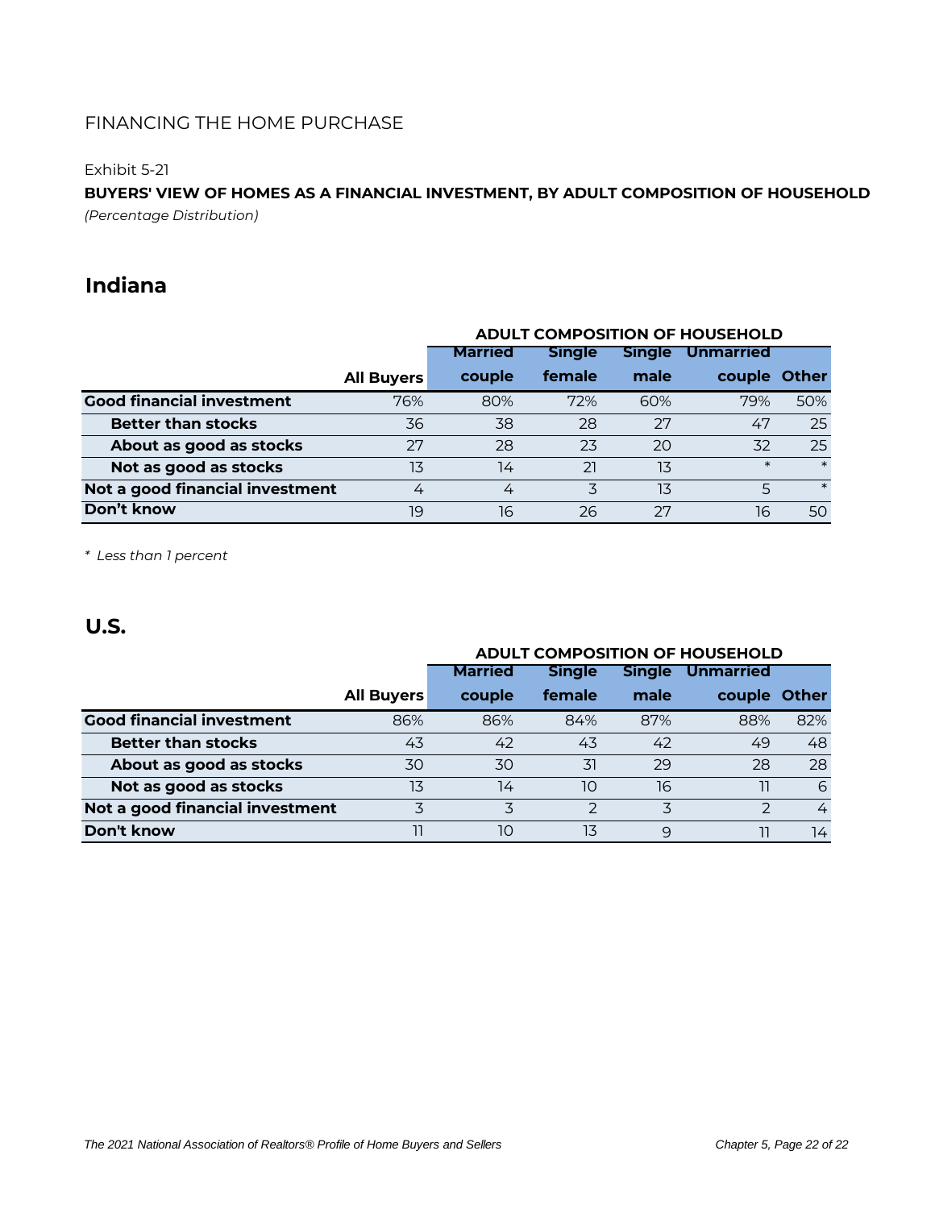FINANCING THE HOME PURCHASE

Exhibit 5-21

**BUYERS' VIEW OF HOMES AS A FINANCIAL INVESTMENT, BY ADULT COMPOSITION OF HOUSEHOLD**

*(Percentage Distribution)*

## Indiana

| | | ADULT COMPOSITION OF HOUSEHOLD | | | | |
|---|---|---|---|---|---|---|
| | All Buyers | Married couple | Single female | Single male | Unmarried couple | Other |
| **Good financial investment** | 76% | 80% | 72% | 60% | 79% | 50% |
| **Better than stocks** | 36 | 38 | 28 | 27 | 47 | 25 |
| **About as good as stocks** | 27 | 28 | 23 | 20 | 32 | 25 |
| **Not as good as stocks** | 13 | 14 | 21 | 13 | * | * |
| **Not a good financial investment** | 4 | 4 | 3 | 13 | 5 | * |
| **Don't know** | 19 | 16 | 26 | 27 | 16 | 50 |

* *Less than 1 percent*

## U.S.

| | | ADULT COMPOSITION OF HOUSEHOLD | | | | |
|---|---|---|---|---|---|---|
| | All Buyers | Married couple | Single female | Single male | Unmarried couple | Other |
| **Good financial investment** | 86% | 86% | 84% | 87% | 88% | 82% |
| **Better than stocks** | 43 | 42 | 43 | 42 | 49 | 48 |
| **About as good as stocks** | 30 | 30 | 31 | 29 | 28 | 28 |
| **Not as good as stocks** | 13 | 14 | 10 | 16 | 11 | 6 |
| **Not a good financial investment** | 3 | 3 | 2 | 3 | 2 | 4 |
| **Don't know** | 11 | 10 | 13 | 9 | 11 | 14 |